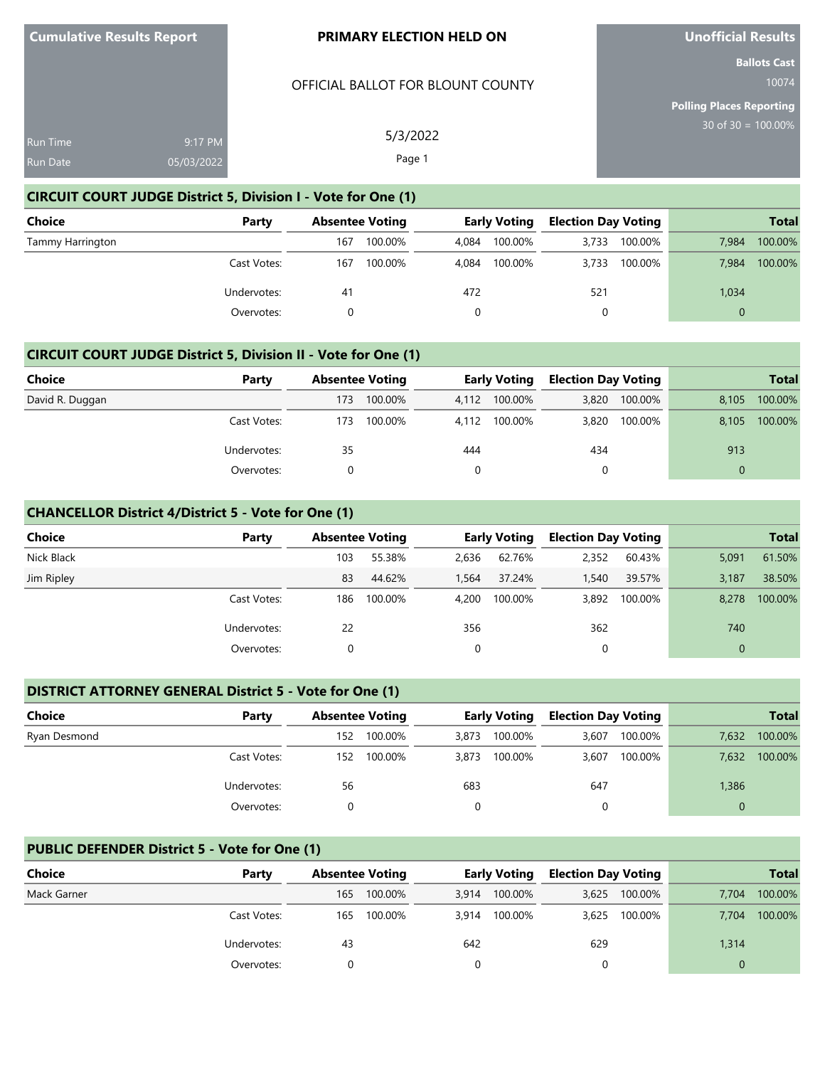**Cumulative Results Report**

Run Time 9:17 PM
Run Date 05/03/2022

**PRIMARY ELECTION HELD ON**

OFFICIAL BALLOT FOR BLOUNT COUNTY

5/3/2022

**Unofficial Results**

**Ballots Cast**
10074

**Polling Places Reporting**
30 of 30 = 100.00%

## CIRCUIT COURT JUDGE District 5, Division I - Vote for One (1)

| Choice | Party | Absentee Voting | | Early Voting | | Election Day Voting | | Total | |
|---|---|---|---|---|---|---|---|---|---|
| Tammy Harrington | | 167 | 100.00% | 4,084 | 100.00% | 3,733 | 100.00% | 7,984 | 100.00% |
| | Cast Votes: | 167 | 100.00% | 4,084 | 100.00% | 3,733 | 100.00% | 7,984 | 100.00% |
| | Undervotes: | 41 | | 472 | | 521 | | 1,034 | |
| | Overvotes: | 0 | | 0 | | 0 | | 0 | |

## CIRCUIT COURT JUDGE District 5, Division II - Vote for One (1)

| Choice | Party | Absentee Voting | | Early Voting | | Election Day Voting | | Total | |
|---|---|---|---|---|---|---|---|---|---|
| David R. Duggan | | 173 | 100.00% | 4,112 | 100.00% | 3,820 | 100.00% | 8,105 | 100.00% |
| | Cast Votes: | 173 | 100.00% | 4,112 | 100.00% | 3,820 | 100.00% | 8,105 | 100.00% |
| | Undervotes: | 35 | | 444 | | 434 | | 913 | |
| | Overvotes: | 0 | | 0 | | 0 | | 0 | |

## CHANCELLOR District 4/District 5 - Vote for One (1)

| Choice | Party | Absentee Voting | | Early Voting | | Election Day Voting | | Total | |
|---|---|---|---|---|---|---|---|---|---|
| Nick Black | | 103 | 55.38% | 2,636 | 62.76% | 2,352 | 60.43% | 5,091 | 61.50% |
| Jim Ripley | | 83 | 44.62% | 1,564 | 37.24% | 1,540 | 39.57% | 3,187 | 38.50% |
| | Cast Votes: | 186 | 100.00% | 4,200 | 100.00% | 3,892 | 100.00% | 8,278 | 100.00% |
| | Undervotes: | 22 | | 356 | | 362 | | 740 | |
| | Overvotes: | 0 | | 0 | | 0 | | 0 | |

## DISTRICT ATTORNEY GENERAL District 5 - Vote for One (1)

| Choice | Party | Absentee Voting | | Early Voting | | Election Day Voting | | Total | |
|---|---|---|---|---|---|---|---|---|---|
| Ryan Desmond | | 152 | 100.00% | 3,873 | 100.00% | 3,607 | 100.00% | 7,632 | 100.00% |
| | Cast Votes: | 152 | 100.00% | 3,873 | 100.00% | 3,607 | 100.00% | 7,632 | 100.00% |
| | Undervotes: | 56 | | 683 | | 647 | | 1,386 | |
| | Overvotes: | 0 | | 0 | | 0 | | 0 | |

## PUBLIC DEFENDER District 5 - Vote for One (1)

| Choice | Party | Absentee Voting | | Early Voting | | Election Day Voting | | Total | |
|---|---|---|---|---|---|---|---|---|---|
| Mack Garner | | 165 | 100.00% | 3,914 | 100.00% | 3,625 | 100.00% | 7,704 | 100.00% |
| | Cast Votes: | 165 | 100.00% | 3,914 | 100.00% | 3,625 | 100.00% | 7,704 | 100.00% |
| | Undervotes: | 43 | | 642 | | 629 | | 1,314 | |
| | Overvotes: | 0 | | 0 | | 0 | | 0 | |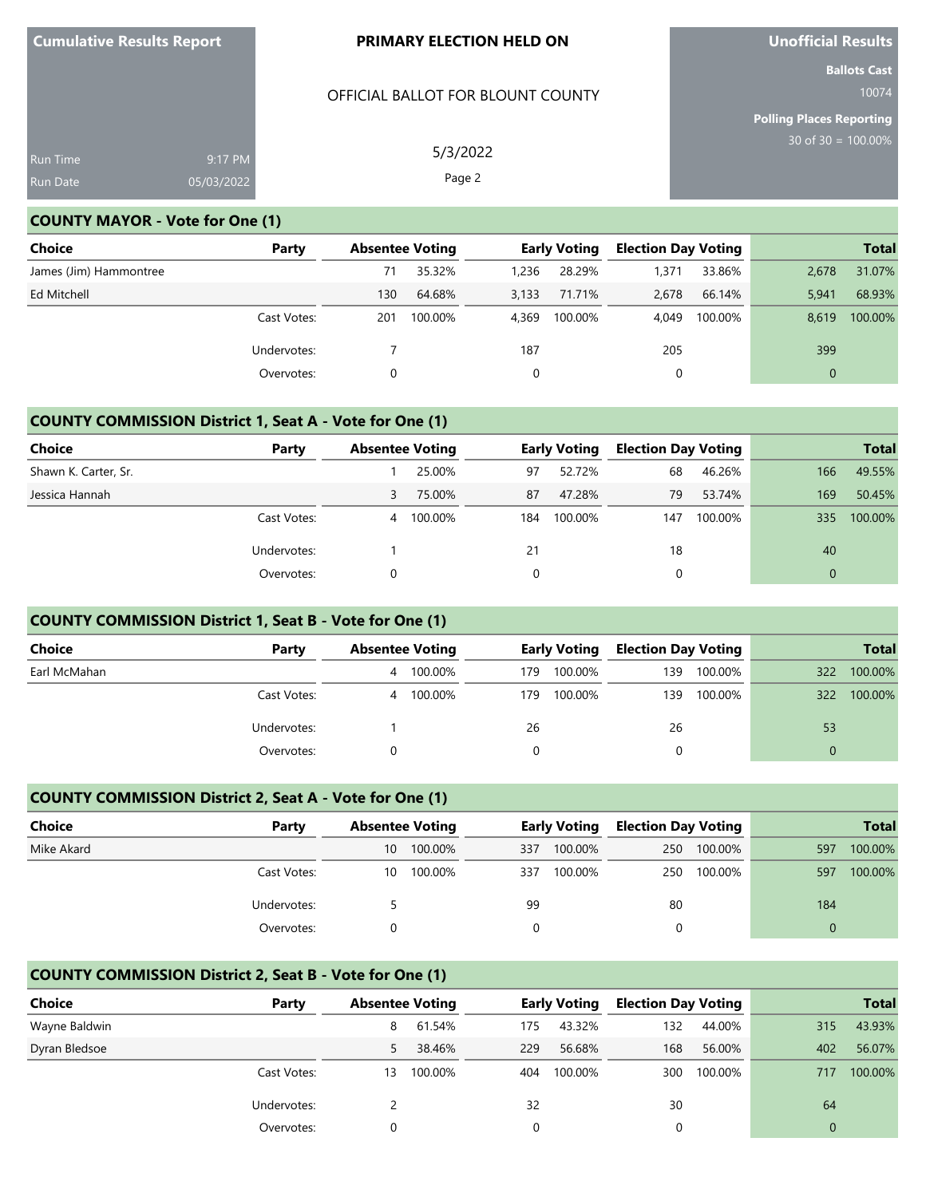**Cumulative Results Report**

Run Time 9:17 PM
Run Date 05/03/2022

**PRIMARY ELECTION HELD ON**

OFFICIAL BALLOT FOR BLOUNT COUNTY

5/3/2022

**Unofficial Results**

**Ballots Cast**
10074

**Polling Places Reporting**
30 of 30 = 100.00%

## COUNTY MAYOR - Vote for One (1)

| Choice | Party | Absentee Voting | | Early Voting | | Election Day Voting | | Total | |
|---|---|---|---|---|---|---|---|---|---|
| James (Jim) Hammontree | | 71 | 35.32% | 1,236 | 28.29% | 1,371 | 33.86% | 2,678 | 31.07% |
| Ed Mitchell | | 130 | 64.68% | 3,133 | 71.71% | 2,678 | 66.14% | 5,941 | 68.93% |
| | Cast Votes: | 201 | 100.00% | 4,369 | 100.00% | 4,049 | 100.00% | 8,619 | 100.00% |
| | Undervotes: | 7 | | 187 | | 205 | | 399 | |
| | Overvotes: | 0 | | 0 | | 0 | | 0 | |

## COUNTY COMMISSION District 1, Seat A - Vote for One (1)

| Choice | Party | Absentee Voting | | Early Voting | | Election Day Voting | | Total | |
|---|---|---|---|---|---|---|---|---|---|
| Shawn K. Carter, Sr. | | 1 | 25.00% | 97 | 52.72% | 68 | 46.26% | 166 | 49.55% |
| Jessica Hannah | | 3 | 75.00% | 87 | 47.28% | 79 | 53.74% | 169 | 50.45% |
| | Cast Votes: | 4 | 100.00% | 184 | 100.00% | 147 | 100.00% | 335 | 100.00% |
| | Undervotes: | 1 | | 21 | | 18 | | 40 | |
| | Overvotes: | 0 | | 0 | | 0 | | 0 | |

## COUNTY COMMISSION District 1, Seat B - Vote for One (1)

| Choice | Party | Absentee Voting | | Early Voting | | Election Day Voting | | Total | |
|---|---|---|---|---|---|---|---|---|---|
| Earl McMahan | | 4 | 100.00% | 179 | 100.00% | 139 | 100.00% | 322 | 100.00% |
| | Cast Votes: | 4 | 100.00% | 179 | 100.00% | 139 | 100.00% | 322 | 100.00% |
| | Undervotes: | 1 | | 26 | | 26 | | 53 | |
| | Overvotes: | 0 | | 0 | | 0 | | 0 | |

## COUNTY COMMISSION District 2, Seat A - Vote for One (1)

| Choice | Party | Absentee Voting | | Early Voting | | Election Day Voting | | Total | |
|---|---|---|---|---|---|---|---|---|---|
| Mike Akard | | 10 | 100.00% | 337 | 100.00% | 250 | 100.00% | 597 | 100.00% |
| | Cast Votes: | 10 | 100.00% | 337 | 100.00% | 250 | 100.00% | 597 | 100.00% |
| | Undervotes: | 5 | | 99 | | 80 | | 184 | |
| | Overvotes: | 0 | | 0 | | 0 | | 0 | |

## COUNTY COMMISSION District 2, Seat B - Vote for One (1)

| Choice | Party | Absentee Voting | | Early Voting | | Election Day Voting | | Total | |
|---|---|---|---|---|---|---|---|---|---|
| Wayne Baldwin | | 8 | 61.54% | 175 | 43.32% | 132 | 44.00% | 315 | 43.93% |
| Dyran Bledsoe | | 5 | 38.46% | 229 | 56.68% | 168 | 56.00% | 402 | 56.07% |
| | Cast Votes: | 13 | 100.00% | 404 | 100.00% | 300 | 100.00% | 717 | 100.00% |
| | Undervotes: | 2 | | 32 | | 30 | | 64 | |
| | Overvotes: | 0 | | 0 | | 0 | | 0 | |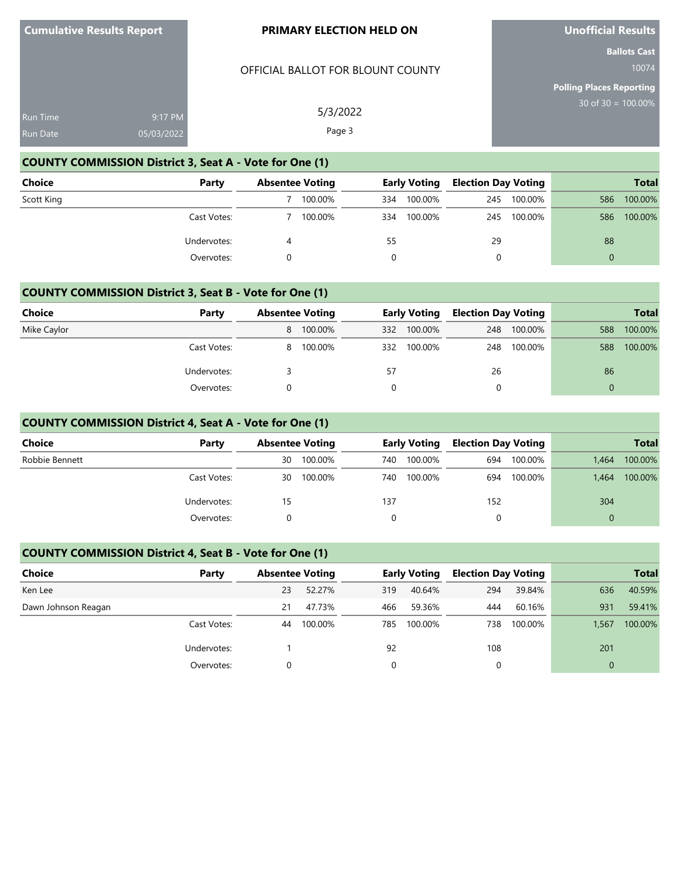Cumulative Results Report

Run Time 9:17 PM
Run Date 05/03/2022

**PRIMARY ELECTION HELD ON**

OFFICIAL BALLOT FOR BLOUNT COUNTY

5/3/2022

**Unofficial Results**

**Ballots Cast** 10074

**Polling Places Reporting** 30 of 30 = 100.00%

## COUNTY COMMISSION District 3, Seat A - Vote for One (1)

| Choice | Party | Absentee Voting | | Early Voting | | Election Day Voting | | Total | |
|---|---|---|---|---|---|---|---|---|---|
| Scott King | | 7 | 100.00% | 334 | 100.00% | 245 | 100.00% | 586 | 100.00% |
| | Cast Votes: | 7 | 100.00% | 334 | 100.00% | 245 | 100.00% | 586 | 100.00% |
| | Undervotes: | 4 | | 55 | | 29 | | 88 | |
| | Overvotes: | 0 | | 0 | | 0 | | 0 | |

## COUNTY COMMISSION District 3, Seat B - Vote for One (1)

| Choice | Party | Absentee Voting | | Early Voting | | Election Day Voting | | Total | |
|---|---|---|---|---|---|---|---|---|---|
| Mike Caylor | | 8 | 100.00% | 332 | 100.00% | 248 | 100.00% | 588 | 100.00% |
| | Cast Votes: | 8 | 100.00% | 332 | 100.00% | 248 | 100.00% | 588 | 100.00% |
| | Undervotes: | 3 | | 57 | | 26 | | 86 | |
| | Overvotes: | 0 | | 0 | | 0 | | 0 | |

## COUNTY COMMISSION District 4, Seat A - Vote for One (1)

| Choice | Party | Absentee Voting | | Early Voting | | Election Day Voting | | Total | |
|---|---|---|---|---|---|---|---|---|---|
| Robbie Bennett | | 30 | 100.00% | 740 | 100.00% | 694 | 100.00% | 1,464 | 100.00% |
| | Cast Votes: | 30 | 100.00% | 740 | 100.00% | 694 | 100.00% | 1,464 | 100.00% |
| | Undervotes: | 15 | | 137 | | 152 | | 304 | |
| | Overvotes: | 0 | | 0 | | 0 | | 0 | |

## COUNTY COMMISSION District 4, Seat B - Vote for One (1)

| Choice | Party | Absentee Voting | | Early Voting | | Election Day Voting | | Total | |
|---|---|---|---|---|---|---|---|---|---|
| Ken Lee | | 23 | 52.27% | 319 | 40.64% | 294 | 39.84% | 636 | 40.59% |
| Dawn Johnson Reagan | | 21 | 47.73% | 466 | 59.36% | 444 | 60.16% | 931 | 59.41% |
| | Cast Votes: | 44 | 100.00% | 785 | 100.00% | 738 | 100.00% | 1,567 | 100.00% |
| | Undervotes: | 1 | | 92 | | 108 | | 201 | |
| | Overvotes: | 0 | | 0 | | 0 | | 0 | |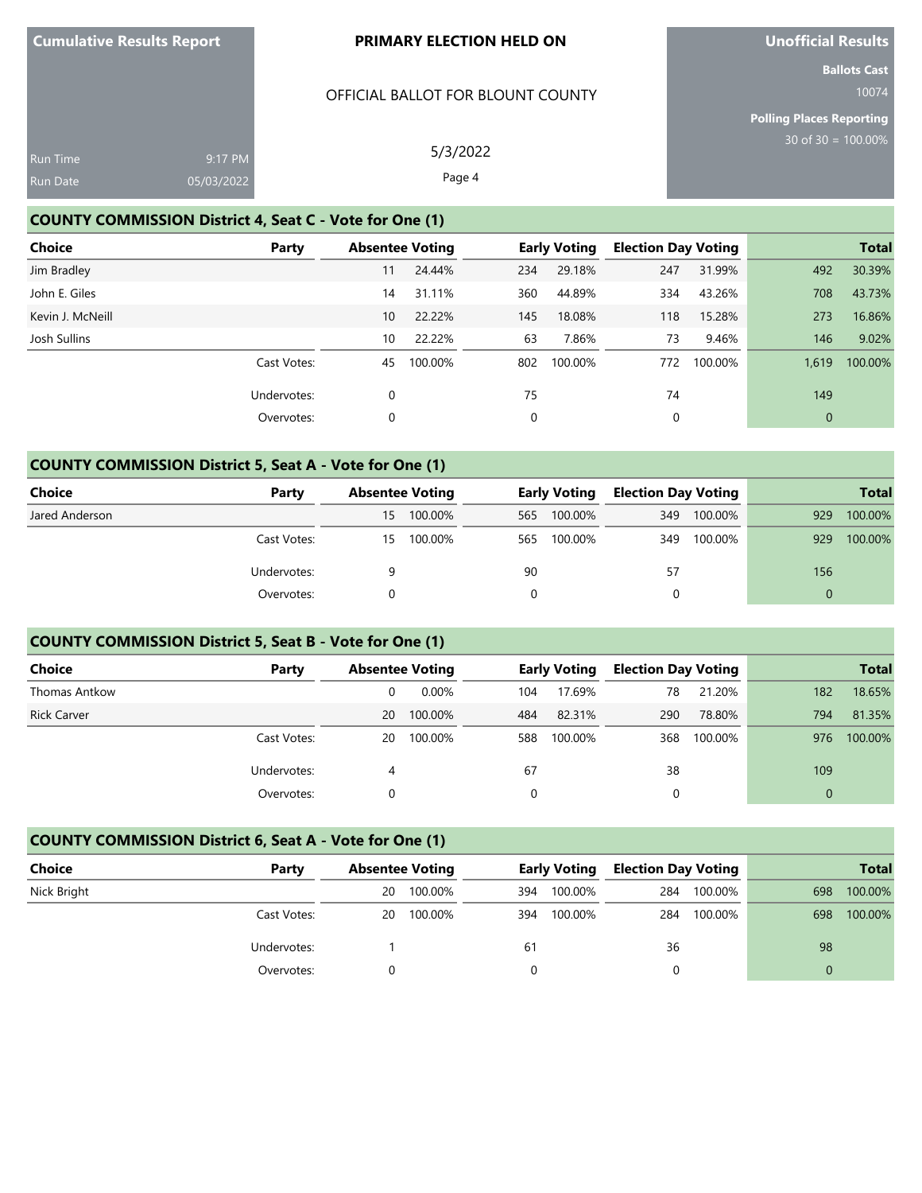Cumulative Results Report

**PRIMARY ELECTION HELD ON**

OFFICIAL BALLOT FOR BLOUNT COUNTY

5/3/2022

Run Time 9:17 PM
Run Date 05/03/2022

**Unofficial Results**

**Ballots Cast** 10074

**Polling Places Reporting** 30 of 30 = 100.00%

## COUNTY COMMISSION District 4, Seat C - Vote for One (1)

| Choice | Party | Absentee Voting | | Early Voting | | Election Day Voting | | Total | |
|---|---|---|---|---|---|---|---|---|---|
| Jim Bradley | | 11 | 24.44% | 234 | 29.18% | 247 | 31.99% | 492 | 30.39% |
| John E. Giles | | 14 | 31.11% | 360 | 44.89% | 334 | 43.26% | 708 | 43.73% |
| Kevin J. McNeill | | 10 | 22.22% | 145 | 18.08% | 118 | 15.28% | 273 | 16.86% |
| Josh Sullins | | 10 | 22.22% | 63 | 7.86% | 73 | 9.46% | 146 | 9.02% |
| | Cast Votes: | 45 | 100.00% | 802 | 100.00% | 772 | 100.00% | 1,619 | 100.00% |
| | Undervotes: | 0 | | 75 | | 74 | | 149 | |
| | Overvotes: | 0 | | 0 | | 0 | | 0 | |

## COUNTY COMMISSION District 5, Seat A - Vote for One (1)

| Choice | Party | Absentee Voting | | Early Voting | | Election Day Voting | | Total | |
|---|---|---|---|---|---|---|---|---|---|
| Jared Anderson | | 15 | 100.00% | 565 | 100.00% | 349 | 100.00% | 929 | 100.00% |
| | Cast Votes: | 15 | 100.00% | 565 | 100.00% | 349 | 100.00% | 929 | 100.00% |
| | Undervotes: | 9 | | 90 | | 57 | | 156 | |
| | Overvotes: | 0 | | 0 | | 0 | | 0 | |

## COUNTY COMMISSION District 5, Seat B - Vote for One (1)

| Choice | Party | Absentee Voting | | Early Voting | | Election Day Voting | | Total | |
|---|---|---|---|---|---|---|---|---|---|
| Thomas Antkow | | 0 | 0.00% | 104 | 17.69% | 78 | 21.20% | 182 | 18.65% |
| Rick Carver | | 20 | 100.00% | 484 | 82.31% | 290 | 78.80% | 794 | 81.35% |
| | Cast Votes: | 20 | 100.00% | 588 | 100.00% | 368 | 100.00% | 976 | 100.00% |
| | Undervotes: | 4 | | 67 | | 38 | | 109 | |
| | Overvotes: | 0 | | 0 | | 0 | | 0 | |

## COUNTY COMMISSION District 6, Seat A - Vote for One (1)

| Choice | Party | Absentee Voting | | Early Voting | | Election Day Voting | | Total | |
|---|---|---|---|---|---|---|---|---|---|
| Nick Bright | | 20 | 100.00% | 394 | 100.00% | 284 | 100.00% | 698 | 100.00% |
| | Cast Votes: | 20 | 100.00% | 394 | 100.00% | 284 | 100.00% | 698 | 100.00% |
| | Undervotes: | 1 | | 61 | | 36 | | 98 | |
| | Overvotes: | 0 | | 0 | | 0 | | 0 | |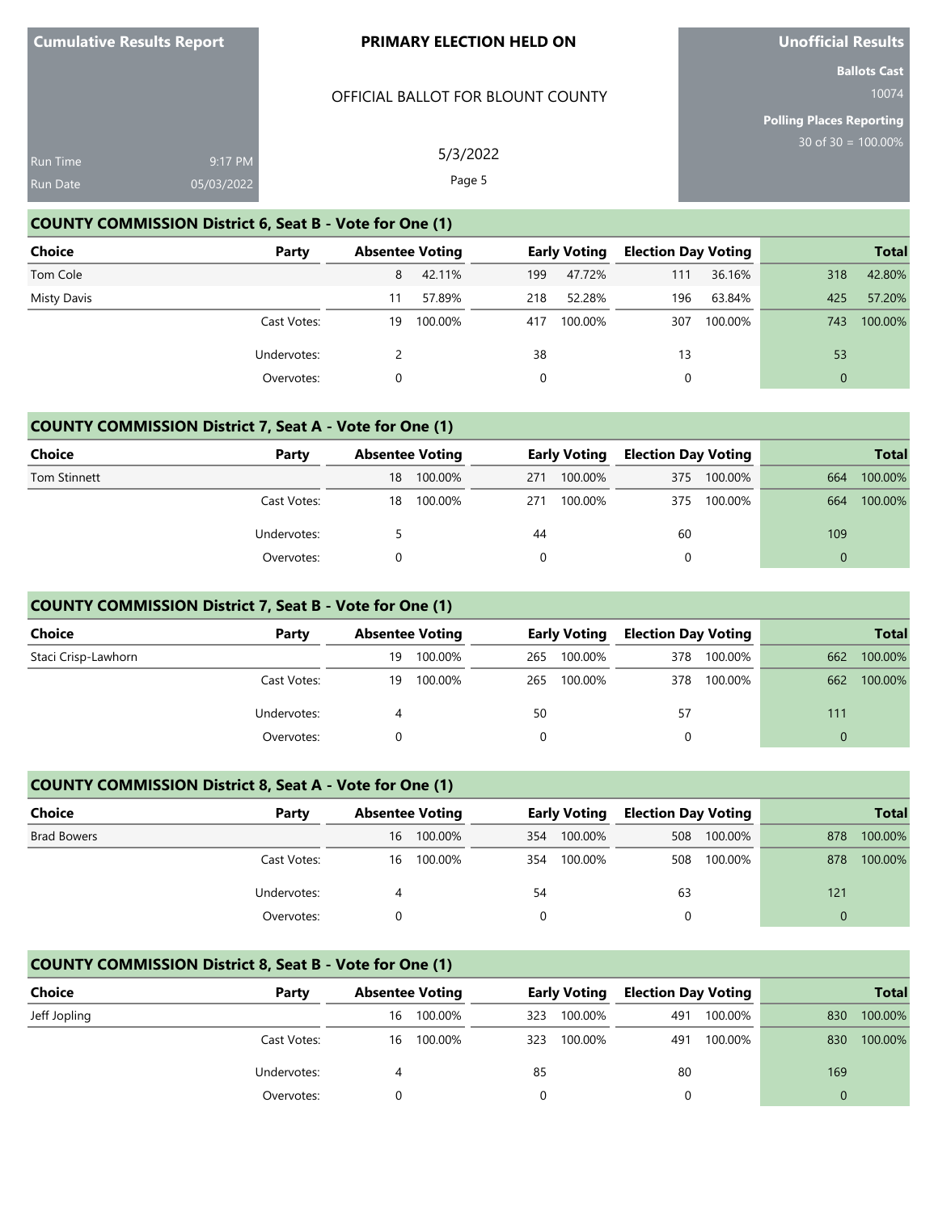Cumulative Results Report

PRIMARY ELECTION HELD ON

OFFICIAL BALLOT FOR BLOUNT COUNTY

5/3/2022

Run Time 9:17 PM
Run Date 05/03/2022

**Unofficial Results**

Ballots Cast: 10074

Polling Places Reporting: 30 of 30 = 100.00%

## COUNTY COMMISSION District 6, Seat B - Vote for One (1)

| Choice | Party | Absentee Voting | | Early Voting | | Election Day Voting | | Total | |
|---|---|---|---|---|---|---|---|---|---|
| Tom Cole | | 8 | 42.11% | 199 | 47.72% | 111 | 36.16% | 318 | 42.80% |
| Misty Davis | | 11 | 57.89% | 218 | 52.28% | 196 | 63.84% | 425 | 57.20% |
| | Cast Votes: | 19 | 100.00% | 417 | 100.00% | 307 | 100.00% | 743 | 100.00% |
| | Undervotes: | 2 | | 38 | | 13 | | 53 | |
| | Overvotes: | 0 | | 0 | | 0 | | 0 | |

## COUNTY COMMISSION District 7, Seat A - Vote for One (1)

| Choice | Party | Absentee Voting | | Early Voting | | Election Day Voting | | Total | |
|---|---|---|---|---|---|---|---|---|---|
| Tom Stinnett | | 18 | 100.00% | 271 | 100.00% | 375 | 100.00% | 664 | 100.00% |
| | Cast Votes: | 18 | 100.00% | 271 | 100.00% | 375 | 100.00% | 664 | 100.00% |
| | Undervotes: | 5 | | 44 | | 60 | | 109 | |
| | Overvotes: | 0 | | 0 | | 0 | | 0 | |

## COUNTY COMMISSION District 7, Seat B - Vote for One (1)

| Choice | Party | Absentee Voting | | Early Voting | | Election Day Voting | | Total | |
|---|---|---|---|---|---|---|---|---|---|
| Staci Crisp-Lawhorn | | 19 | 100.00% | 265 | 100.00% | 378 | 100.00% | 662 | 100.00% |
| | Cast Votes: | 19 | 100.00% | 265 | 100.00% | 378 | 100.00% | 662 | 100.00% |
| | Undervotes: | 4 | | 50 | | 57 | | 111 | |
| | Overvotes: | 0 | | 0 | | 0 | | 0 | |

## COUNTY COMMISSION District 8, Seat A - Vote for One (1)

| Choice | Party | Absentee Voting | | Early Voting | | Election Day Voting | | Total | |
|---|---|---|---|---|---|---|---|---|---|
| Brad Bowers | | 16 | 100.00% | 354 | 100.00% | 508 | 100.00% | 878 | 100.00% |
| | Cast Votes: | 16 | 100.00% | 354 | 100.00% | 508 | 100.00% | 878 | 100.00% |
| | Undervotes: | 4 | | 54 | | 63 | | 121 | |
| | Overvotes: | 0 | | 0 | | 0 | | 0 | |

## COUNTY COMMISSION District 8, Seat B - Vote for One (1)

| Choice | Party | Absentee Voting | | Early Voting | | Election Day Voting | | Total | |
|---|---|---|---|---|---|---|---|---|---|
| Jeff Jopling | | 16 | 100.00% | 323 | 100.00% | 491 | 100.00% | 830 | 100.00% |
| | Cast Votes: | 16 | 100.00% | 323 | 100.00% | 491 | 100.00% | 830 | 100.00% |
| | Undervotes: | 4 | | 85 | | 80 | | 169 | |
| | Overvotes: | 0 | | 0 | | 0 | | 0 | |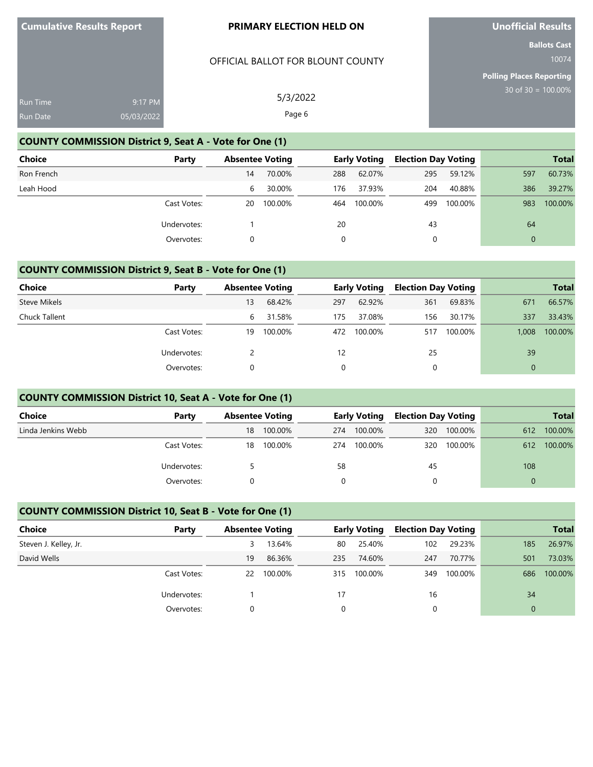Cumulative Results Report

Run Time 9:17 PM

Run Date 05/03/2022

**PRIMARY ELECTION HELD ON**

OFFICIAL BALLOT FOR BLOUNT COUNTY

5/3/2022

**Unofficial Results**

**Ballots Cast** 10074

**Polling Places Reporting** 30 of 30 = 100.00%

## COUNTY COMMISSION District 9, Seat A - Vote for One (1)

| Choice | Party | Absentee Voting | | Early Voting | | Election Day Voting | | Total | |
|---|---|---|---|---|---|---|---|---|---|
| Ron French | | 14 | 70.00% | 288 | 62.07% | 295 | 59.12% | 597 | 60.73% |
| Leah Hood | | 6 | 30.00% | 176 | 37.93% | 204 | 40.88% | 386 | 39.27% |
| | Cast Votes: | 20 | 100.00% | 464 | 100.00% | 499 | 100.00% | 983 | 100.00% |
| | Undervotes: | 1 | | 20 | | 43 | | 64 | |
| | Overvotes: | 0 | | 0 | | 0 | | 0 | |

## COUNTY COMMISSION District 9, Seat B - Vote for One (1)

| Choice | Party | Absentee Voting | | Early Voting | | Election Day Voting | | Total | |
|---|---|---|---|---|---|---|---|---|---|
| Steve Mikels | | 13 | 68.42% | 297 | 62.92% | 361 | 69.83% | 671 | 66.57% |
| Chuck Tallent | | 6 | 31.58% | 175 | 37.08% | 156 | 30.17% | 337 | 33.43% |
| | Cast Votes: | 19 | 100.00% | 472 | 100.00% | 517 | 100.00% | 1,008 | 100.00% |
| | Undervotes: | 2 | | 12 | | 25 | | 39 | |
| | Overvotes: | 0 | | 0 | | 0 | | 0 | |

## COUNTY COMMISSION District 10, Seat A - Vote for One (1)

| Choice | Party | Absentee Voting | | Early Voting | | Election Day Voting | | Total | |
|---|---|---|---|---|---|---|---|---|---|
| Linda Jenkins Webb | | 18 | 100.00% | 274 | 100.00% | 320 | 100.00% | 612 | 100.00% |
| | Cast Votes: | 18 | 100.00% | 274 | 100.00% | 320 | 100.00% | 612 | 100.00% |
| | Undervotes: | 5 | | 58 | | 45 | | 108 | |
| | Overvotes: | 0 | | 0 | | 0 | | 0 | |

## COUNTY COMMISSION District 10, Seat B - Vote for One (1)

| Choice | Party | Absentee Voting | | Early Voting | | Election Day Voting | | Total | |
|---|---|---|---|---|---|---|---|---|---|
| Steven J. Kelley, Jr. | | 3 | 13.64% | 80 | 25.40% | 102 | 29.23% | 185 | 26.97% |
| David Wells | | 19 | 86.36% | 235 | 74.60% | 247 | 70.77% | 501 | 73.03% |
| | Cast Votes: | 22 | 100.00% | 315 | 100.00% | 349 | 100.00% | 686 | 100.00% |
| | Undervotes: | 1 | | 17 | | 16 | | 34 | |
| | Overvotes: | 0 | | 0 | | 0 | | 0 | |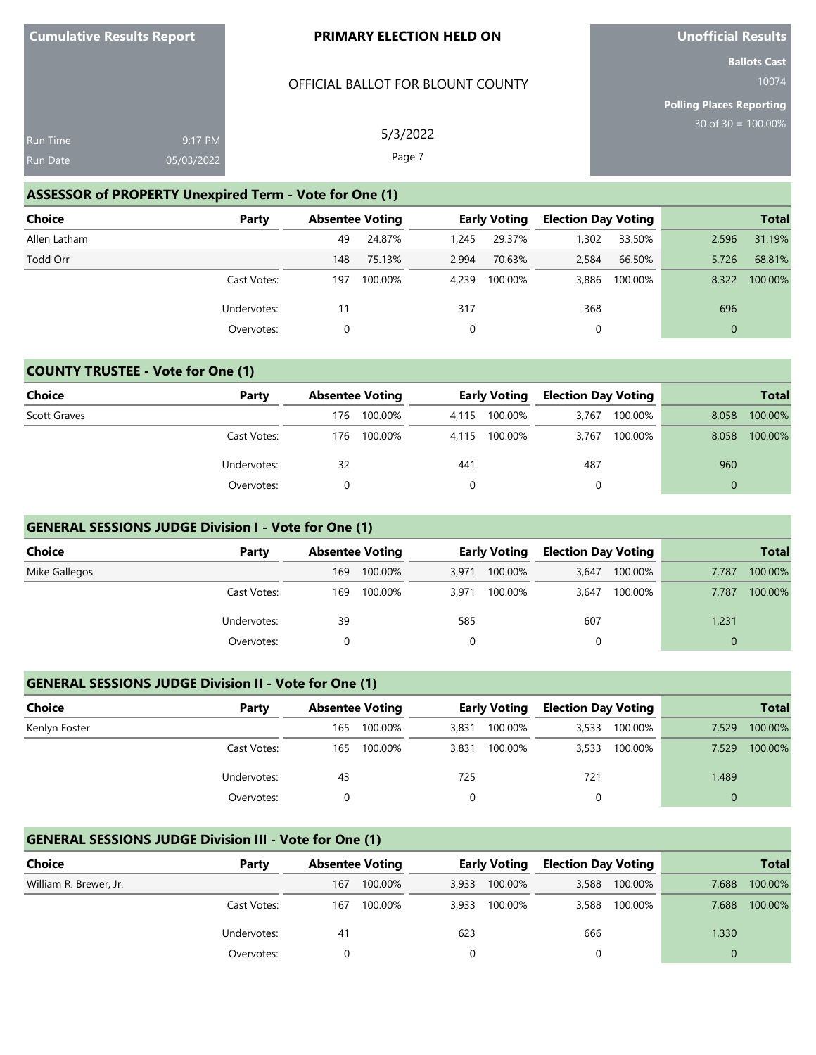**Cumulative Results Report**

Run Time 9:17 PM
Run Date 05/03/2022

**PRIMARY ELECTION HELD ON**

OFFICIAL BALLOT FOR BLOUNT COUNTY

5/3/2022

**Unofficial Results**

**Ballots Cast**
10074

**Polling Places Reporting**
30 of 30 = 100.00%

## ASSESSOR of PROPERTY Unexpired Term - Vote for One (1)

| Choice | Party | Absentee Voting | | Early Voting | | Election Day Voting | | Total | |
|---|---|---|---|---|---|---|---|---|---|
| Allen Latham | | 49 | 24.87% | 1,245 | 29.37% | 1,302 | 33.50% | 2,596 | 31.19% |
| Todd Orr | | 148 | 75.13% | 2,994 | 70.63% | 2,584 | 66.50% | 5,726 | 68.81% |
| | Cast Votes: | 197 | 100.00% | 4,239 | 100.00% | 3,886 | 100.00% | 8,322 | 100.00% |
| | Undervotes: | 11 | | 317 | | 368 | | 696 | |
| | Overvotes: | 0 | | 0 | | 0 | | 0 | |

## COUNTY TRUSTEE - Vote for One (1)

| Choice | Party | Absentee Voting | | Early Voting | | Election Day Voting | | Total | |
|---|---|---|---|---|---|---|---|---|---|
| Scott Graves | | 176 | 100.00% | 4,115 | 100.00% | 3,767 | 100.00% | 8,058 | 100.00% |
| | Cast Votes: | 176 | 100.00% | 4,115 | 100.00% | 3,767 | 100.00% | 8,058 | 100.00% |
| | Undervotes: | 32 | | 441 | | 487 | | 960 | |
| | Overvotes: | 0 | | 0 | | 0 | | 0 | |

## GENERAL SESSIONS JUDGE Division I - Vote for One (1)

| Choice | Party | Absentee Voting | | Early Voting | | Election Day Voting | | Total | |
|---|---|---|---|---|---|---|---|---|---|
| Mike Gallegos | | 169 | 100.00% | 3,971 | 100.00% | 3,647 | 100.00% | 7,787 | 100.00% |
| | Cast Votes: | 169 | 100.00% | 3,971 | 100.00% | 3,647 | 100.00% | 7,787 | 100.00% |
| | Undervotes: | 39 | | 585 | | 607 | | 1,231 | |
| | Overvotes: | 0 | | 0 | | 0 | | 0 | |

## GENERAL SESSIONS JUDGE Division II - Vote for One (1)

| Choice | Party | Absentee Voting | | Early Voting | | Election Day Voting | | Total | |
|---|---|---|---|---|---|---|---|---|---|
| Kenlyn Foster | | 165 | 100.00% | 3,831 | 100.00% | 3,533 | 100.00% | 7,529 | 100.00% |
| | Cast Votes: | 165 | 100.00% | 3,831 | 100.00% | 3,533 | 100.00% | 7,529 | 100.00% |
| | Undervotes: | 43 | | 725 | | 721 | | 1,489 | |
| | Overvotes: | 0 | | 0 | | 0 | | 0 | |

## GENERAL SESSIONS JUDGE Division III - Vote for One (1)

| Choice | Party | Absentee Voting | | Early Voting | | Election Day Voting | | Total | |
|---|---|---|---|---|---|---|---|---|---|
| William R. Brewer, Jr. | | 167 | 100.00% | 3,933 | 100.00% | 3,588 | 100.00% | 7,688 | 100.00% |
| | Cast Votes: | 167 | 100.00% | 3,933 | 100.00% | 3,588 | 100.00% | 7,688 | 100.00% |
| | Undervotes: | 41 | | 623 | | 666 | | 1,330 | |
| | Overvotes: | 0 | | 0 | | 0 | | 0 | |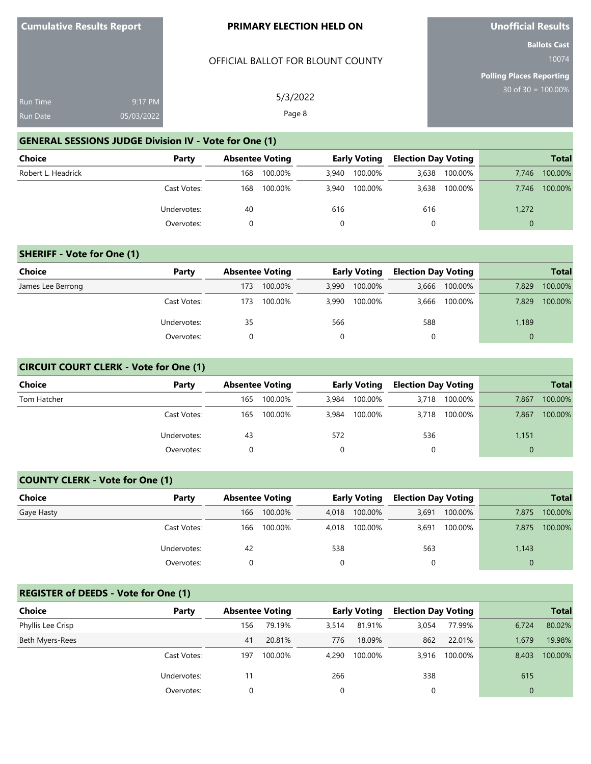Cumulative Results Report

Run Time 9:17 PM
Run Date 05/03/2022

**PRIMARY ELECTION HELD ON**

OFFICIAL BALLOT FOR BLOUNT COUNTY

5/3/2022

**Unofficial Results**

**Ballots Cast**
10074

**Polling Places Reporting**
30 of 30 = 100.00%

## GENERAL SESSIONS JUDGE Division IV - Vote for One (1)

| Choice | Party | Absentee Voting | | Early Voting | | Election Day Voting | | Total | |
|---|---|---|---|---|---|---|---|---|---|
| Robert L. Headrick | | 168 | 100.00% | 3,940 | 100.00% | 3,638 | 100.00% | 7,746 | 100.00% |
| | Cast Votes: | 168 | 100.00% | 3,940 | 100.00% | 3,638 | 100.00% | 7,746 | 100.00% |
| | Undervotes: | 40 | | 616 | | 616 | | 1,272 | |
| | Overvotes: | 0 | | 0 | | 0 | | 0 | |

## SHERIFF - Vote for One (1)

| Choice | Party | Absentee Voting | | Early Voting | | Election Day Voting | | Total | |
|---|---|---|---|---|---|---|---|---|---|
| James Lee Berrong | | 173 | 100.00% | 3,990 | 100.00% | 3,666 | 100.00% | 7,829 | 100.00% |
| | Cast Votes: | 173 | 100.00% | 3,990 | 100.00% | 3,666 | 100.00% | 7,829 | 100.00% |
| | Undervotes: | 35 | | 566 | | 588 | | 1,189 | |
| | Overvotes: | 0 | | 0 | | 0 | | 0 | |

## CIRCUIT COURT CLERK - Vote for One (1)

| Choice | Party | Absentee Voting | | Early Voting | | Election Day Voting | | Total | |
|---|---|---|---|---|---|---|---|---|---|
| Tom Hatcher | | 165 | 100.00% | 3,984 | 100.00% | 3,718 | 100.00% | 7,867 | 100.00% |
| | Cast Votes: | 165 | 100.00% | 3,984 | 100.00% | 3,718 | 100.00% | 7,867 | 100.00% |
| | Undervotes: | 43 | | 572 | | 536 | | 1,151 | |
| | Overvotes: | 0 | | 0 | | 0 | | 0 | |

## COUNTY CLERK - Vote for One (1)

| Choice | Party | Absentee Voting | | Early Voting | | Election Day Voting | | Total | |
|---|---|---|---|---|---|---|---|---|---|
| Gaye Hasty | | 166 | 100.00% | 4,018 | 100.00% | 3,691 | 100.00% | 7,875 | 100.00% |
| | Cast Votes: | 166 | 100.00% | 4,018 | 100.00% | 3,691 | 100.00% | 7,875 | 100.00% |
| | Undervotes: | 42 | | 538 | | 563 | | 1,143 | |
| | Overvotes: | 0 | | 0 | | 0 | | 0 | |

## REGISTER of DEEDS - Vote for One (1)

| Choice | Party | Absentee Voting | | Early Voting | | Election Day Voting | | Total | |
|---|---|---|---|---|---|---|---|---|---|
| Phyllis Lee Crisp | | 156 | 79.19% | 3,514 | 81.91% | 3,054 | 77.99% | 6,724 | 80.02% |
| Beth Myers-Rees | | 41 | 20.81% | 776 | 18.09% | 862 | 22.01% | 1,679 | 19.98% |
| | Cast Votes: | 197 | 100.00% | 4,290 | 100.00% | 3,916 | 100.00% | 8,403 | 100.00% |
| | Undervotes: | 11 | | 266 | | 338 | | 615 | |
| | Overvotes: | 0 | | 0 | | 0 | | 0 | |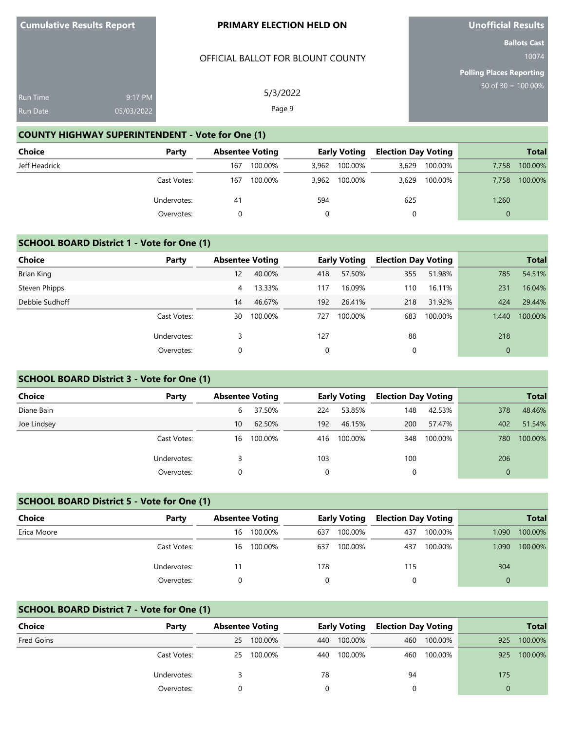**Cumulative Results Report**

Run Time 9:17 PM
Run Date 05/03/2022

**PRIMARY ELECTION HELD ON**

OFFICIAL BALLOT FOR BLOUNT COUNTY

5/3/2022

**Unofficial Results**

**Ballots Cast**
10074

**Polling Places Reporting**
30 of 30 = 100.00%

## COUNTY HIGHWAY SUPERINTENDENT - Vote for One (1)

| Choice | Party | Absentee Voting | | Early Voting | | Election Day Voting | | Total | |
|---|---|---|---|---|---|---|---|---|---|
| Jeff Headrick | | 167 | 100.00% | 3,962 | 100.00% | 3,629 | 100.00% | 7,758 | 100.00% |
| | Cast Votes: | 167 | 100.00% | 3,962 | 100.00% | 3,629 | 100.00% | 7,758 | 100.00% |
| | Undervotes: | 41 | | 594 | | 625 | | 1,260 | |
| | Overvotes: | 0 | | 0 | | 0 | | 0 | |

## SCHOOL BOARD District 1 - Vote for One (1)

| Choice | Party | Absentee Voting | | Early Voting | | Election Day Voting | | Total | |
|---|---|---|---|---|---|---|---|---|---|
| Brian King | | 12 | 40.00% | 418 | 57.50% | 355 | 51.98% | 785 | 54.51% |
| Steven Phipps | | 4 | 13.33% | 117 | 16.09% | 110 | 16.11% | 231 | 16.04% |
| Debbie Sudhoff | | 14 | 46.67% | 192 | 26.41% | 218 | 31.92% | 424 | 29.44% |
| | Cast Votes: | 30 | 100.00% | 727 | 100.00% | 683 | 100.00% | 1,440 | 100.00% |
| | Undervotes: | 3 | | 127 | | 88 | | 218 | |
| | Overvotes: | 0 | | 0 | | 0 | | 0 | |

## SCHOOL BOARD District 3 - Vote for One (1)

| Choice | Party | Absentee Voting | | Early Voting | | Election Day Voting | | Total | |
|---|---|---|---|---|---|---|---|---|---|
| Diane Bain | | 6 | 37.50% | 224 | 53.85% | 148 | 42.53% | 378 | 48.46% |
| Joe Lindsey | | 10 | 62.50% | 192 | 46.15% | 200 | 57.47% | 402 | 51.54% |
| | Cast Votes: | 16 | 100.00% | 416 | 100.00% | 348 | 100.00% | 780 | 100.00% |
| | Undervotes: | 3 | | 103 | | 100 | | 206 | |
| | Overvotes: | 0 | | 0 | | 0 | | 0 | |

## SCHOOL BOARD District 5 - Vote for One (1)

| Choice | Party | Absentee Voting | | Early Voting | | Election Day Voting | | Total | |
|---|---|---|---|---|---|---|---|---|---|
| Erica Moore | | 16 | 100.00% | 637 | 100.00% | 437 | 100.00% | 1,090 | 100.00% |
| | Cast Votes: | 16 | 100.00% | 637 | 100.00% | 437 | 100.00% | 1,090 | 100.00% |
| | Undervotes: | 11 | | 178 | | 115 | | 304 | |
| | Overvotes: | 0 | | 0 | | 0 | | 0 | |

## SCHOOL BOARD District 7 - Vote for One (1)

| Choice | Party | Absentee Voting | | Early Voting | | Election Day Voting | | Total | |
|---|---|---|---|---|---|---|---|---|---|
| Fred Goins | | 25 | 100.00% | 440 | 100.00% | 460 | 100.00% | 925 | 100.00% |
| | Cast Votes: | 25 | 100.00% | 440 | 100.00% | 460 | 100.00% | 925 | 100.00% |
| | Undervotes: | 3 | | 78 | | 94 | | 175 | |
| | Overvotes: | 0 | | 0 | | 0 | | 0 | |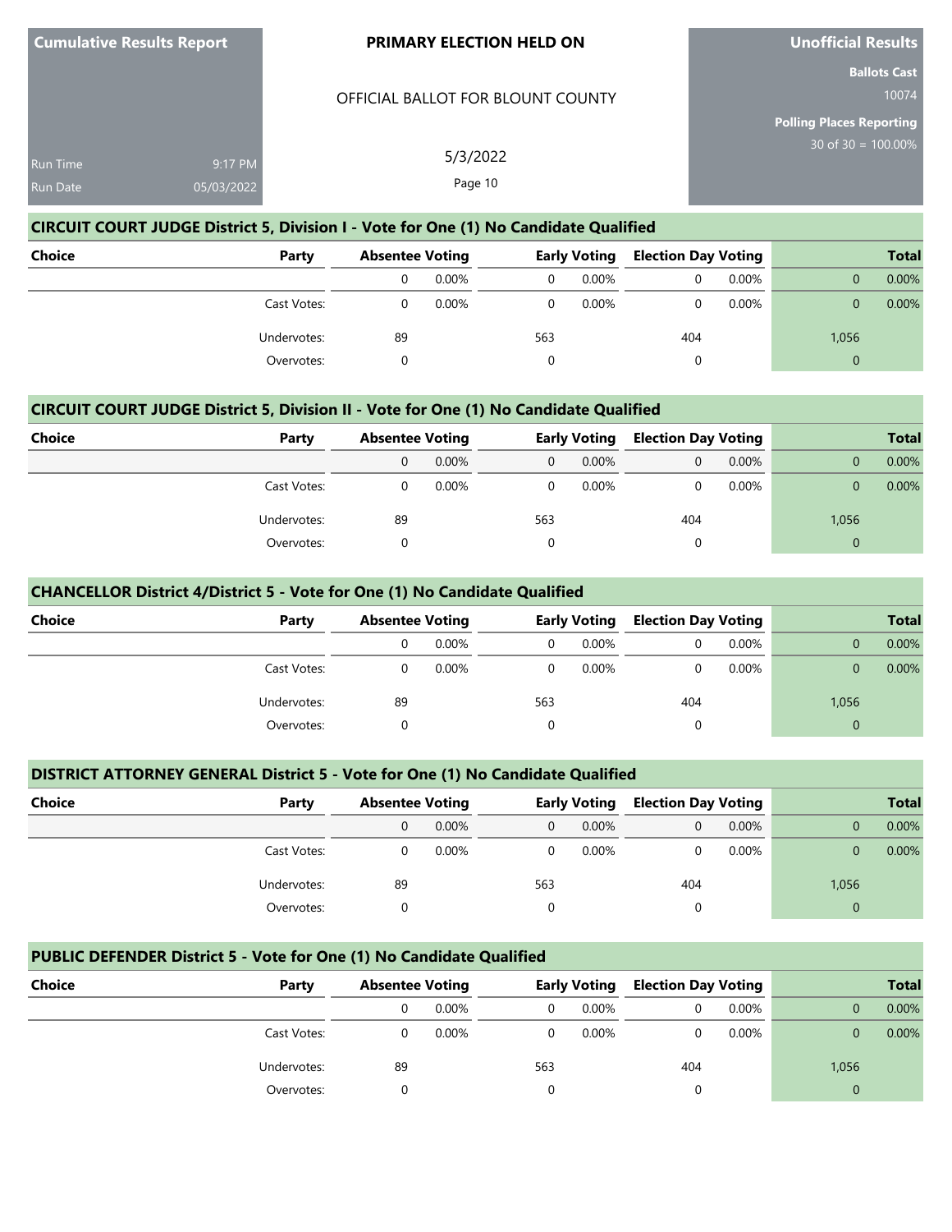| Cumulative Results Report | PRIMARY ELECTION HELD ON | Unofficial Results |
|---|---|---|
| | OFFICIAL BALLOT FOR BLOUNT COUNTY | Ballots Cast 10074 |
| Run Time 9:17 PM | 5/3/2022 | Polling Places Reporting 30 of 30 = 100.00% |
| Run Date 05/03/2022 | | |

## CIRCUIT COURT JUDGE District 5, Division I - Vote for One (1) No Candidate Qualified

| Choice | Party | Absentee Voting | | Early Voting | | Election Day Voting | | Total | |
|---|---|---|---|---|---|---|---|---|---|
| | | 0 | 0.00% | 0 | 0.00% | 0 | 0.00% | 0 | 0.00% |
| | Cast Votes: | 0 | 0.00% | 0 | 0.00% | 0 | 0.00% | 0 | 0.00% |
| | Undervotes: | 89 | | 563 | | 404 | | 1,056 | |
| | Overvotes: | 0 | | 0 | | 0 | | 0 | |

## CIRCUIT COURT JUDGE District 5, Division II - Vote for One (1) No Candidate Qualified

| Choice | Party | Absentee Voting | | Early Voting | | Election Day Voting | | Total | |
|---|---|---|---|---|---|---|---|---|---|
| | | 0 | 0.00% | 0 | 0.00% | 0 | 0.00% | 0 | 0.00% |
| | Cast Votes: | 0 | 0.00% | 0 | 0.00% | 0 | 0.00% | 0 | 0.00% |
| | Undervotes: | 89 | | 563 | | 404 | | 1,056 | |
| | Overvotes: | 0 | | 0 | | 0 | | 0 | |

## CHANCELLOR District 4/District 5 - Vote for One (1) No Candidate Qualified

| Choice | Party | Absentee Voting | | Early Voting | | Election Day Voting | | Total | |
|---|---|---|---|---|---|---|---|---|---|
| | | 0 | 0.00% | 0 | 0.00% | 0 | 0.00% | 0 | 0.00% |
| | Cast Votes: | 0 | 0.00% | 0 | 0.00% | 0 | 0.00% | 0 | 0.00% |
| | Undervotes: | 89 | | 563 | | 404 | | 1,056 | |
| | Overvotes: | 0 | | 0 | | 0 | | 0 | |

## DISTRICT ATTORNEY GENERAL District 5 - Vote for One (1) No Candidate Qualified

| Choice | Party | Absentee Voting | | Early Voting | | Election Day Voting | | Total | |
|---|---|---|---|---|---|---|---|---|---|
| | | 0 | 0.00% | 0 | 0.00% | 0 | 0.00% | 0 | 0.00% |
| | Cast Votes: | 0 | 0.00% | 0 | 0.00% | 0 | 0.00% | 0 | 0.00% |
| | Undervotes: | 89 | | 563 | | 404 | | 1,056 | |
| | Overvotes: | 0 | | 0 | | 0 | | 0 | |

## PUBLIC DEFENDER District 5 - Vote for One (1) No Candidate Qualified

| Choice | Party | Absentee Voting | | Early Voting | | Election Day Voting | | Total | |
|---|---|---|---|---|---|---|---|---|---|
| | | 0 | 0.00% | 0 | 0.00% | 0 | 0.00% | 0 | 0.00% |
| | Cast Votes: | 0 | 0.00% | 0 | 0.00% | 0 | 0.00% | 0 | 0.00% |
| | Undervotes: | 89 | | 563 | | 404 | | 1,056 | |
| | Overvotes: | 0 | | 0 | | 0 | | 0 | |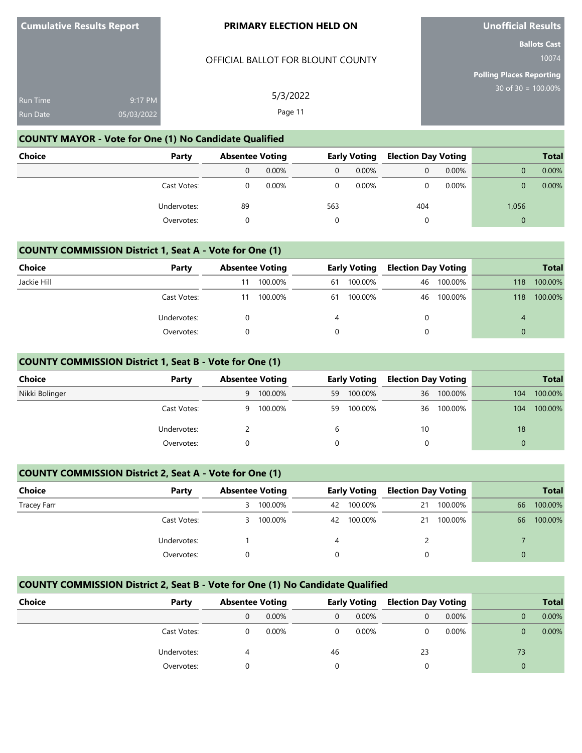Cumulative Results Report

Run Time 9:17 PM
Run Date 05/03/2022

**PRIMARY ELECTION HELD ON**

OFFICIAL BALLOT FOR BLOUNT COUNTY

5/3/2022

**Unofficial Results**

**Ballots Cast** 10074

**Polling Places Reporting** 30 of 30 = 100.00%

## COUNTY MAYOR - Vote for One (1) No Candidate Qualified

| Choice | Party | Absentee Voting | | Early Voting | | Election Day Voting | | Total | |
|---|---|---|---|---|---|---|---|---|---|
| | | 0 | 0.00% | 0 | 0.00% | 0 | 0.00% | 0 | 0.00% |
| | Cast Votes: | 0 | 0.00% | 0 | 0.00% | 0 | 0.00% | 0 | 0.00% |
| | Undervotes: | 89 | | 563 | | 404 | | 1,056 | |
| | Overvotes: | 0 | | 0 | | 0 | | 0 | |

## COUNTY COMMISSION District 1, Seat A - Vote for One (1)

| Choice | Party | Absentee Voting | | Early Voting | | Election Day Voting | | Total | |
|---|---|---|---|---|---|---|---|---|---|
| Jackie Hill | | 11 | 100.00% | 61 | 100.00% | 46 | 100.00% | 118 | 100.00% |
| | Cast Votes: | 11 | 100.00% | 61 | 100.00% | 46 | 100.00% | 118 | 100.00% |
| | Undervotes: | 0 | | 4 | | 0 | | 4 | |
| | Overvotes: | 0 | | 0 | | 0 | | 0 | |

## COUNTY COMMISSION District 1, Seat B - Vote for One (1)

| Choice | Party | Absentee Voting | | Early Voting | | Election Day Voting | | Total | |
|---|---|---|---|---|---|---|---|---|---|
| Nikki Bolinger | | 9 | 100.00% | 59 | 100.00% | 36 | 100.00% | 104 | 100.00% |
| | Cast Votes: | 9 | 100.00% | 59 | 100.00% | 36 | 100.00% | 104 | 100.00% |
| | Undervotes: | 2 | | 6 | | 10 | | 18 | |
| | Overvotes: | 0 | | 0 | | 0 | | 0 | |

## COUNTY COMMISSION District 2, Seat A - Vote for One (1)

| Choice | Party | Absentee Voting | | Early Voting | | Election Day Voting | | Total | |
|---|---|---|---|---|---|---|---|---|---|
| Tracey Farr | | 3 | 100.00% | 42 | 100.00% | 21 | 100.00% | 66 | 100.00% |
| | Cast Votes: | 3 | 100.00% | 42 | 100.00% | 21 | 100.00% | 66 | 100.00% |
| | Undervotes: | 1 | | 4 | | 2 | | 7 | |
| | Overvotes: | 0 | | 0 | | 0 | | 0 | |

## COUNTY COMMISSION District 2, Seat B - Vote for One (1) No Candidate Qualified

| Choice | Party | Absentee Voting | | Early Voting | | Election Day Voting | | Total | |
|---|---|---|---|---|---|---|---|---|---|
| | | 0 | 0.00% | 0 | 0.00% | 0 | 0.00% | 0 | 0.00% |
| | Cast Votes: | 0 | 0.00% | 0 | 0.00% | 0 | 0.00% | 0 | 0.00% |
| | Undervotes: | 4 | | 46 | | 23 | | 73 | |
| | Overvotes: | 0 | | 0 | | 0 | | 0 | |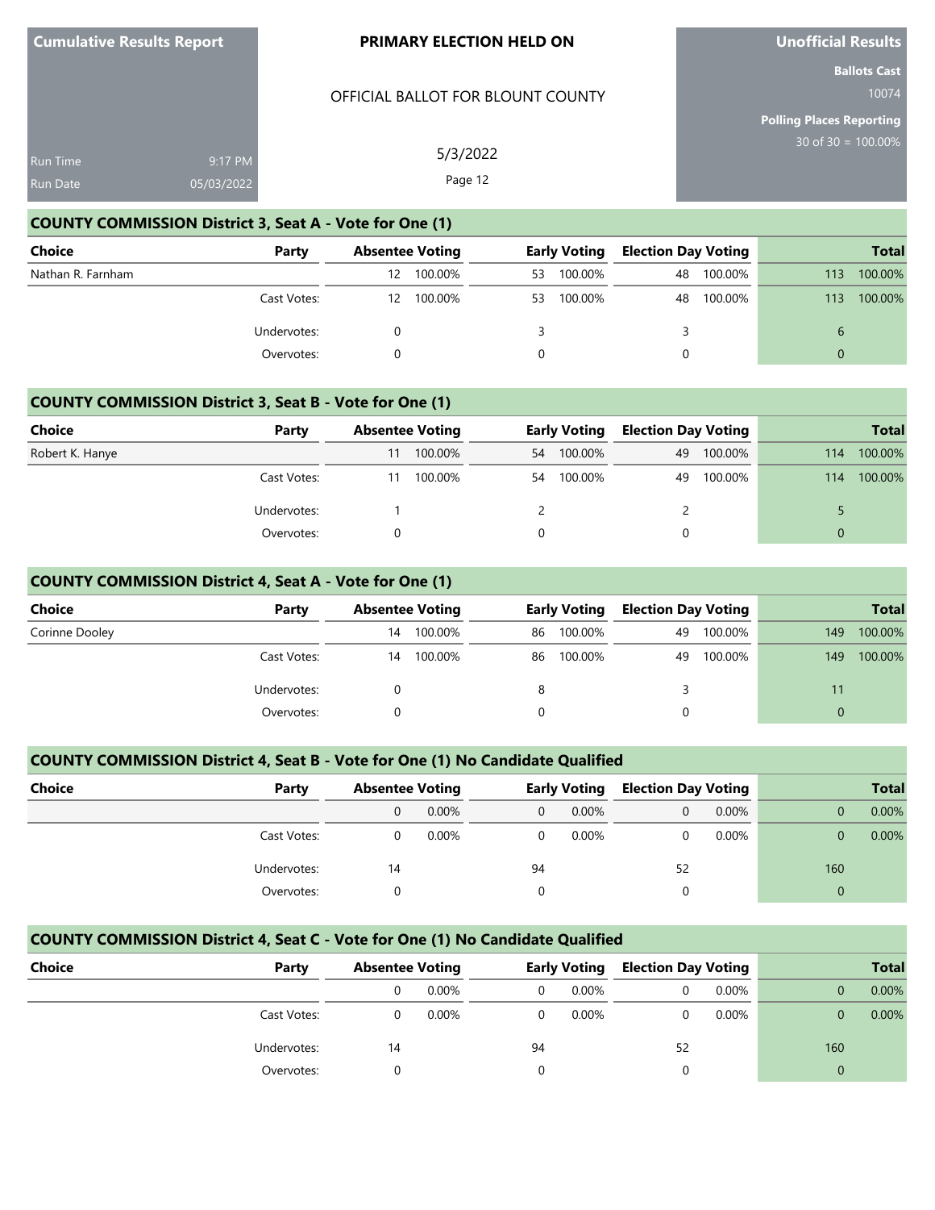**Cumulative Results Report**

Run Time 9:17 PM
Run Date 05/03/2022

**PRIMARY ELECTION HELD ON**

OFFICIAL BALLOT FOR BLOUNT COUNTY

5/3/2022

**Unofficial Results**

**Ballots Cast**
10074

**Polling Places Reporting**
30 of 30 = 100.00%

## COUNTY COMMISSION District 3, Seat A - Vote for One (1)

| Choice | Party | Absentee Voting | | Early Voting | | Election Day Voting | | Total | |
|---|---|---|---|---|---|---|---|---|---|
| Nathan R. Farnham | | 12 | 100.00% | 53 | 100.00% | 48 | 100.00% | 113 | 100.00% |
| | Cast Votes: | 12 | 100.00% | 53 | 100.00% | 48 | 100.00% | 113 | 100.00% |
| | Undervotes: | 0 | | 3 | | 3 | | 6 | |
| | Overvotes: | 0 | | 0 | | 0 | | 0 | |

## COUNTY COMMISSION District 3, Seat B - Vote for One (1)

| Choice | Party | Absentee Voting | | Early Voting | | Election Day Voting | | Total | |
|---|---|---|---|---|---|---|---|---|---|
| Robert K. Hanye | | 11 | 100.00% | 54 | 100.00% | 49 | 100.00% | 114 | 100.00% |
| | Cast Votes: | 11 | 100.00% | 54 | 100.00% | 49 | 100.00% | 114 | 100.00% |
| | Undervotes: | 1 | | 2 | | 2 | | 5 | |
| | Overvotes: | 0 | | 0 | | 0 | | 0 | |

## COUNTY COMMISSION District 4, Seat A - Vote for One (1)

| Choice | Party | Absentee Voting | | Early Voting | | Election Day Voting | | Total | |
|---|---|---|---|---|---|---|---|---|---|
| Corinne Dooley | | 14 | 100.00% | 86 | 100.00% | 49 | 100.00% | 149 | 100.00% |
| | Cast Votes: | 14 | 100.00% | 86 | 100.00% | 49 | 100.00% | 149 | 100.00% |
| | Undervotes: | 0 | | 8 | | 3 | | 11 | |
| | Overvotes: | 0 | | 0 | | 0 | | 0 | |

## COUNTY COMMISSION District 4, Seat B - Vote for One (1) No Candidate Qualified

| Choice | Party | Absentee Voting | | Early Voting | | Election Day Voting | | Total | |
|---|---|---|---|---|---|---|---|---|---|
| | | 0 | 0.00% | 0 | 0.00% | 0 | 0.00% | 0 | 0.00% |
| | Cast Votes: | 0 | 0.00% | 0 | 0.00% | 0 | 0.00% | 0 | 0.00% |
| | Undervotes: | 14 | | 94 | | 52 | | 160 | |
| | Overvotes: | 0 | | 0 | | 0 | | 0 | |

## COUNTY COMMISSION District 4, Seat C - Vote for One (1) No Candidate Qualified

| Choice | Party | Absentee Voting | | Early Voting | | Election Day Voting | | Total | |
|---|---|---|---|---|---|---|---|---|---|
| | | 0 | 0.00% | 0 | 0.00% | 0 | 0.00% | 0 | 0.00% |
| | Cast Votes: | 0 | 0.00% | 0 | 0.00% | 0 | 0.00% | 0 | 0.00% |
| | Undervotes: | 14 | | 94 | | 52 | | 160 | |
| | Overvotes: | 0 | | 0 | | 0 | | 0 | |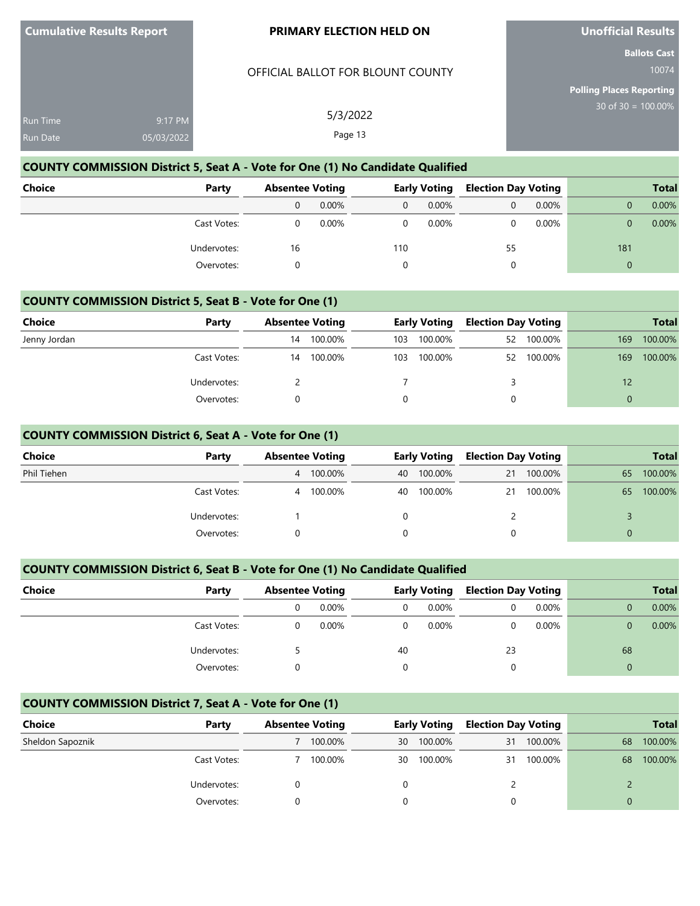**Cumulative Results Report**

Run Time 9:17 PM
Run Date 05/03/2022

**PRIMARY ELECTION HELD ON**

OFFICIAL BALLOT FOR BLOUNT COUNTY

5/3/2022

**Unofficial Results**

**Ballots Cast**
10074

**Polling Places Reporting**
30 of 30 = 100.00%

### COUNTY COMMISSION District 5, Seat A - Vote for One (1) No Candidate Qualified

| Choice | Party | Absentee Voting | | Early Voting | | Election Day Voting | | Total | |
|---|---|---|---|---|---|---|---|---|---|
| | | 0 | 0.00% | 0 | 0.00% | 0 | 0.00% | 0 | 0.00% |
| | Cast Votes: | 0 | 0.00% | 0 | 0.00% | 0 | 0.00% | 0 | 0.00% |
| | Undervotes: | 16 | | 110 | | 55 | | 181 | |
| | Overvotes: | 0 | | 0 | | 0 | | 0 | |

### COUNTY COMMISSION District 5, Seat B - Vote for One (1)

| Choice | Party | Absentee Voting | | Early Voting | | Election Day Voting | | Total | |
|---|---|---|---|---|---|---|---|---|---|
| Jenny Jordan | | 14 | 100.00% | 103 | 100.00% | 52 | 100.00% | 169 | 100.00% |
| | Cast Votes: | 14 | 100.00% | 103 | 100.00% | 52 | 100.00% | 169 | 100.00% |
| | Undervotes: | 2 | | 7 | | 3 | | 12 | |
| | Overvotes: | 0 | | 0 | | 0 | | 0 | |

### COUNTY COMMISSION District 6, Seat A - Vote for One (1)

| Choice | Party | Absentee Voting | | Early Voting | | Election Day Voting | | Total | |
|---|---|---|---|---|---|---|---|---|---|
| Phil Tiehen | | 4 | 100.00% | 40 | 100.00% | 21 | 100.00% | 65 | 100.00% |
| | Cast Votes: | 4 | 100.00% | 40 | 100.00% | 21 | 100.00% | 65 | 100.00% |
| | Undervotes: | 1 | | 0 | | 2 | | 3 | |
| | Overvotes: | 0 | | 0 | | 0 | | 0 | |

### COUNTY COMMISSION District 6, Seat B - Vote for One (1) No Candidate Qualified

| Choice | Party | Absentee Voting | | Early Voting | | Election Day Voting | | Total | |
|---|---|---|---|---|---|---|---|---|---|
| | | 0 | 0.00% | 0 | 0.00% | 0 | 0.00% | 0 | 0.00% |
| | Cast Votes: | 0 | 0.00% | 0 | 0.00% | 0 | 0.00% | 0 | 0.00% |
| | Undervotes: | 5 | | 40 | | 23 | | 68 | |
| | Overvotes: | 0 | | 0 | | 0 | | 0 | |

### COUNTY COMMISSION District 7, Seat A - Vote for One (1)

| Choice | Party | Absentee Voting | | Early Voting | | Election Day Voting | | Total | |
|---|---|---|---|---|---|---|---|---|---|
| Sheldon Sapoznik | | 7 | 100.00% | 30 | 100.00% | 31 | 100.00% | 68 | 100.00% |
| | Cast Votes: | 7 | 100.00% | 30 | 100.00% | 31 | 100.00% | 68 | 100.00% |
| | Undervotes: | 0 | | 0 | | 2 | | 2 | |
| | Overvotes: | 0 | | 0 | | 0 | | 0 | |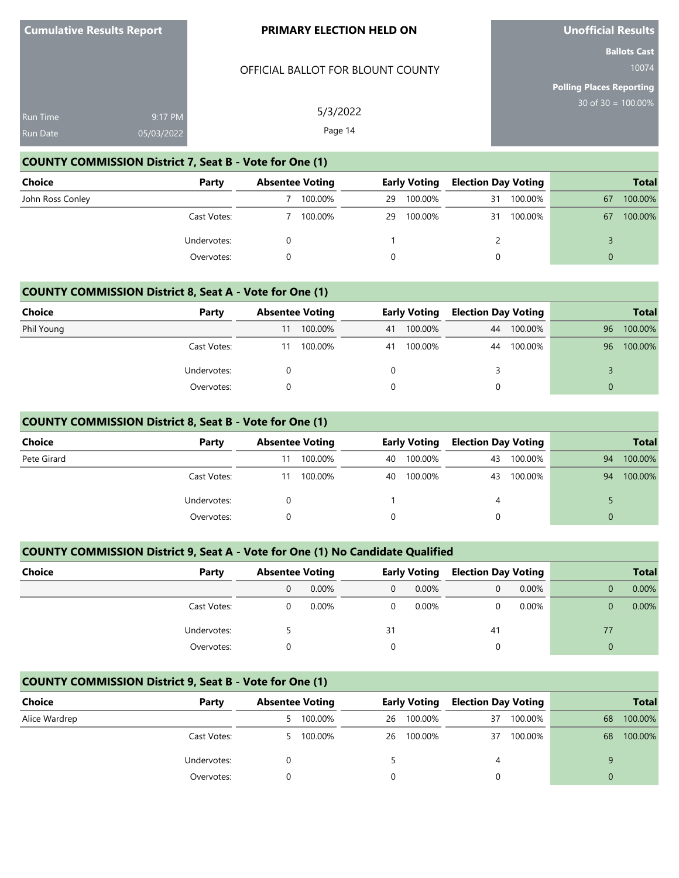**Cumulative Results Report**

Run Time 9:17 PM
Run Date 05/03/2022

**PRIMARY ELECTION HELD ON**

OFFICIAL BALLOT FOR BLOUNT COUNTY

5/3/2022

**Unofficial Results**

**Ballots Cast**
10074

**Polling Places Reporting**
30 of 30 = 100.00%

## COUNTY COMMISSION District 7, Seat B - Vote for One (1)

| Choice | Party | Absentee Voting | | Early Voting | | Election Day Voting | | Total | |
|---|---|---|---|---|---|---|---|---|---|
| John Ross Conley | | 7 | 100.00% | 29 | 100.00% | 31 | 100.00% | 67 | 100.00% |
| | Cast Votes: | 7 | 100.00% | 29 | 100.00% | 31 | 100.00% | 67 | 100.00% |
| | Undervotes: | 0 | | 1 | | 2 | | 3 | |
| | Overvotes: | 0 | | 0 | | 0 | | 0 | |

## COUNTY COMMISSION District 8, Seat A - Vote for One (1)

| Choice | Party | Absentee Voting | | Early Voting | | Election Day Voting | | Total | |
|---|---|---|---|---|---|---|---|---|---|
| Phil Young | | 11 | 100.00% | 41 | 100.00% | 44 | 100.00% | 96 | 100.00% |
| | Cast Votes: | 11 | 100.00% | 41 | 100.00% | 44 | 100.00% | 96 | 100.00% |
| | Undervotes: | 0 | | 0 | | 3 | | 3 | |
| | Overvotes: | 0 | | 0 | | 0 | | 0 | |

## COUNTY COMMISSION District 8, Seat B - Vote for One (1)

| Choice | Party | Absentee Voting | | Early Voting | | Election Day Voting | | Total | |
|---|---|---|---|---|---|---|---|---|---|
| Pete Girard | | 11 | 100.00% | 40 | 100.00% | 43 | 100.00% | 94 | 100.00% |
| | Cast Votes: | 11 | 100.00% | 40 | 100.00% | 43 | 100.00% | 94 | 100.00% |
| | Undervotes: | 0 | | 1 | | 4 | | 5 | |
| | Overvotes: | 0 | | 0 | | 0 | | 0 | |

## COUNTY COMMISSION District 9, Seat A - Vote for One (1) No Candidate Qualified

| Choice | Party | Absentee Voting | | Early Voting | | Election Day Voting | | Total | |
|---|---|---|---|---|---|---|---|---|---|
| | | 0 | 0.00% | 0 | 0.00% | 0 | 0.00% | 0 | 0.00% |
| | Cast Votes: | 0 | 0.00% | 0 | 0.00% | 0 | 0.00% | 0 | 0.00% |
| | Undervotes: | 5 | | 31 | | 41 | | 77 | |
| | Overvotes: | 0 | | 0 | | 0 | | 0 | |

## COUNTY COMMISSION District 9, Seat B - Vote for One (1)

| Choice | Party | Absentee Voting | | Early Voting | | Election Day Voting | | Total | |
|---|---|---|---|---|---|---|---|---|---|
| Alice Wardrep | | 5 | 100.00% | 26 | 100.00% | 37 | 100.00% | 68 | 100.00% |
| | Cast Votes: | 5 | 100.00% | 26 | 100.00% | 37 | 100.00% | 68 | 100.00% |
| | Undervotes: | 0 | | 5 | | 4 | | 9 | |
| | Overvotes: | 0 | | 0 | | 0 | | 0 | |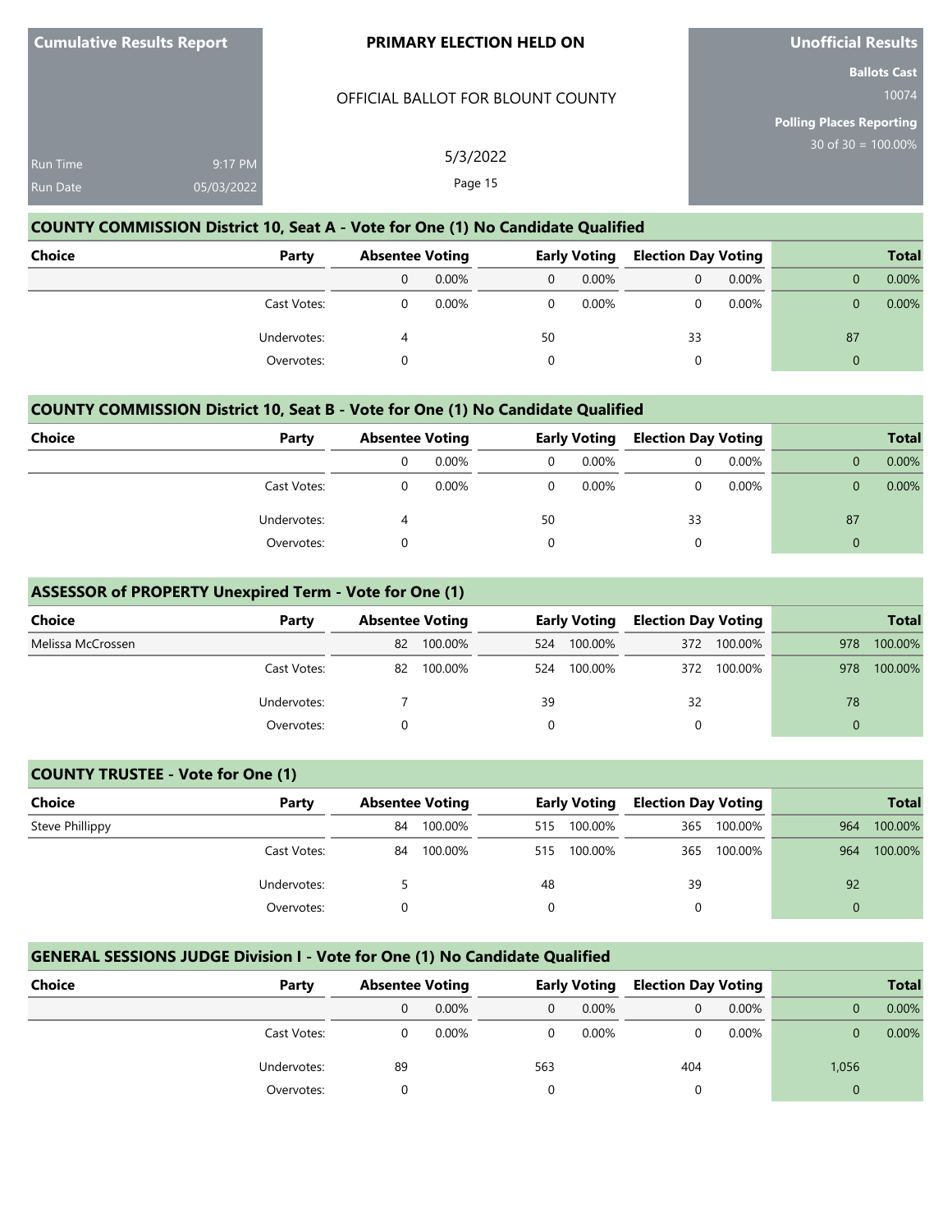| Cumulative Results Report | | PRIMARY ELECTION HELD ON | Unofficial Results |
|---|---|---|---|
| | | OFFICIAL BALLOT FOR BLOUNT COUNTY | Ballots Cast 10074 |
| Run Time | 9:17 PM | 5/3/2022 | Polling Places Reporting 30 of 30 = 100.00% |
| Run Date | 05/03/2022 | | |

## COUNTY COMMISSION District 10, Seat A - Vote for One (1) No Candidate Qualified

| Choice | Party | Absentee Voting | | Early Voting | | Election Day Voting | | Total | |
|---|---|---|---|---|---|---|---|---|---|
| | | 0 | 0.00% | 0 | 0.00% | 0 | 0.00% | 0 | 0.00% |
| | Cast Votes: | 0 | 0.00% | 0 | 0.00% | 0 | 0.00% | 0 | 0.00% |
| | Undervotes: | 4 | | 50 | | 33 | | 87 | |
| | Overvotes: | 0 | | 0 | | 0 | | 0 | |

## COUNTY COMMISSION District 10, Seat B - Vote for One (1) No Candidate Qualified

| Choice | Party | Absentee Voting | | Early Voting | | Election Day Voting | | Total | |
|---|---|---|---|---|---|---|---|---|---|
| | | 0 | 0.00% | 0 | 0.00% | 0 | 0.00% | 0 | 0.00% |
| | Cast Votes: | 0 | 0.00% | 0 | 0.00% | 0 | 0.00% | 0 | 0.00% |
| | Undervotes: | 4 | | 50 | | 33 | | 87 | |
| | Overvotes: | 0 | | 0 | | 0 | | 0 | |

## ASSESSOR of PROPERTY Unexpired Term - Vote for One (1)

| Choice | Party | Absentee Voting | | Early Voting | | Election Day Voting | | Total | |
|---|---|---|---|---|---|---|---|---|---|
| Melissa McCrossen | | 82 | 100.00% | 524 | 100.00% | 372 | 100.00% | 978 | 100.00% |
| | Cast Votes: | 82 | 100.00% | 524 | 100.00% | 372 | 100.00% | 978 | 100.00% |
| | Undervotes: | 7 | | 39 | | 32 | | 78 | |
| | Overvotes: | 0 | | 0 | | 0 | | 0 | |

## COUNTY TRUSTEE - Vote for One (1)

| Choice | Party | Absentee Voting | | Early Voting | | Election Day Voting | | Total | |
|---|---|---|---|---|---|---|---|---|---|
| Steve Phillippy | | 84 | 100.00% | 515 | 100.00% | 365 | 100.00% | 964 | 100.00% |
| | Cast Votes: | 84 | 100.00% | 515 | 100.00% | 365 | 100.00% | 964 | 100.00% |
| | Undervotes: | 5 | | 48 | | 39 | | 92 | |
| | Overvotes: | 0 | | 0 | | 0 | | 0 | |

## GENERAL SESSIONS JUDGE Division I - Vote for One (1) No Candidate Qualified

| Choice | Party | Absentee Voting | | Early Voting | | Election Day Voting | | Total | |
|---|---|---|---|---|---|---|---|---|---|
| | | 0 | 0.00% | 0 | 0.00% | 0 | 0.00% | 0 | 0.00% |
| | Cast Votes: | 0 | 0.00% | 0 | 0.00% | 0 | 0.00% | 0 | 0.00% |
| | Undervotes: | 89 | | 563 | | 404 | | 1,056 | |
| | Overvotes: | 0 | | 0 | | 0 | | 0 | |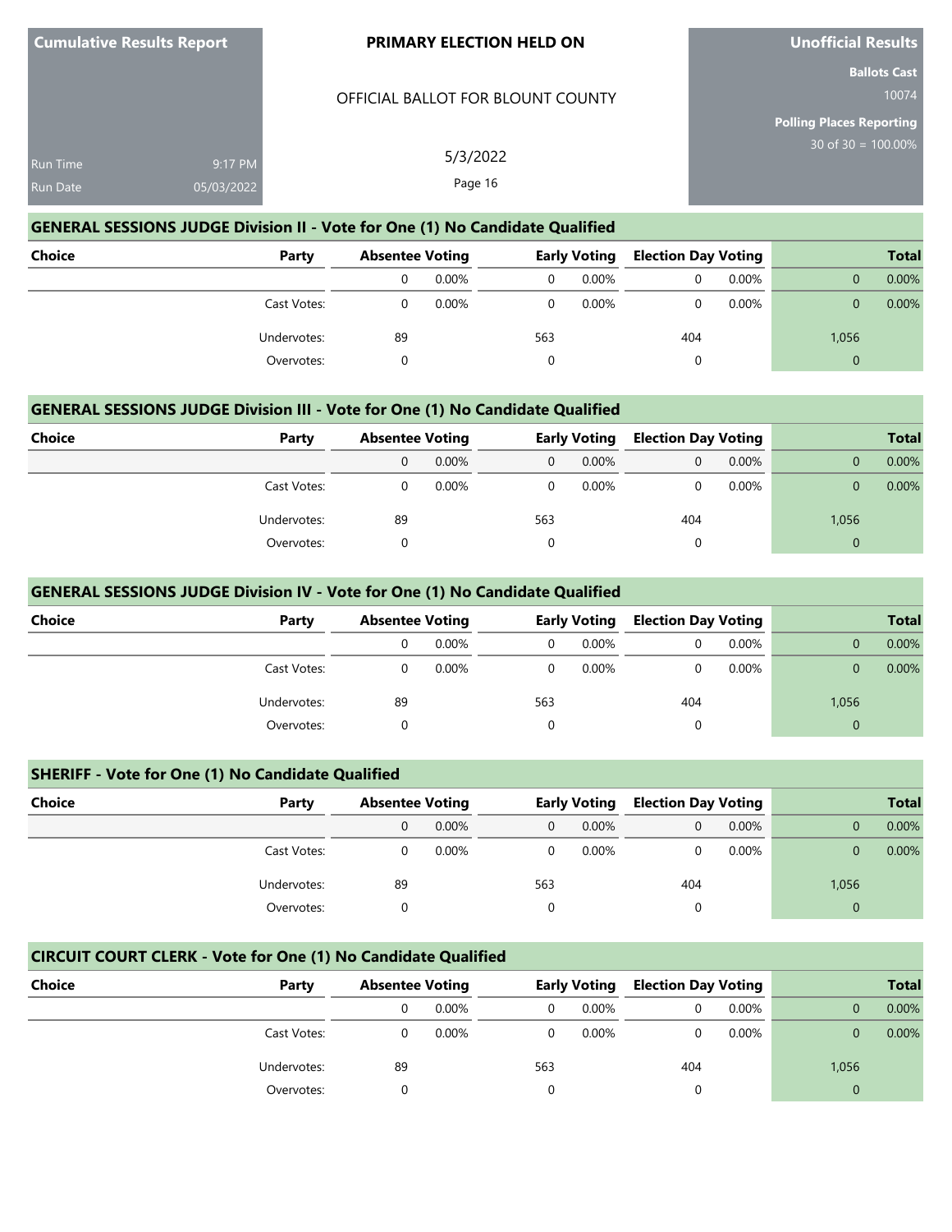Cumulative Results Report

Run Time 9:17 PM
Run Date 05/03/2022

**PRIMARY ELECTION HELD ON**

OFFICIAL BALLOT FOR BLOUNT COUNTY

5/3/2022

**Unofficial Results**

**Ballots Cast**
10074

**Polling Places Reporting**
30 of 30 = 100.00%

## GENERAL SESSIONS JUDGE Division II - Vote for One (1) No Candidate Qualified

| Choice | Party | Absentee Voting | | Early Voting | | Election Day Voting | | Total | |
|---|---|---|---|---|---|---|---|---|---|
| | | 0 | 0.00% | 0 | 0.00% | 0 | 0.00% | 0 | 0.00% |
| | Cast Votes: | 0 | 0.00% | 0 | 0.00% | 0 | 0.00% | 0 | 0.00% |
| | Undervotes: | 89 | | 563 | | 404 | | 1,056 | |
| | Overvotes: | 0 | | 0 | | 0 | | 0 | |

## GENERAL SESSIONS JUDGE Division III - Vote for One (1) No Candidate Qualified

| Choice | Party | Absentee Voting | | Early Voting | | Election Day Voting | | Total | |
|---|---|---|---|---|---|---|---|---|---|
| | | 0 | 0.00% | 0 | 0.00% | 0 | 0.00% | 0 | 0.00% |
| | Cast Votes: | 0 | 0.00% | 0 | 0.00% | 0 | 0.00% | 0 | 0.00% |
| | Undervotes: | 89 | | 563 | | 404 | | 1,056 | |
| | Overvotes: | 0 | | 0 | | 0 | | 0 | |

## GENERAL SESSIONS JUDGE Division IV - Vote for One (1) No Candidate Qualified

| Choice | Party | Absentee Voting | | Early Voting | | Election Day Voting | | Total | |
|---|---|---|---|---|---|---|---|---|---|
| | | 0 | 0.00% | 0 | 0.00% | 0 | 0.00% | 0 | 0.00% |
| | Cast Votes: | 0 | 0.00% | 0 | 0.00% | 0 | 0.00% | 0 | 0.00% |
| | Undervotes: | 89 | | 563 | | 404 | | 1,056 | |
| | Overvotes: | 0 | | 0 | | 0 | | 0 | |

## SHERIFF - Vote for One (1) No Candidate Qualified

| Choice | Party | Absentee Voting | | Early Voting | | Election Day Voting | | Total | |
|---|---|---|---|---|---|---|---|---|---|
| | | 0 | 0.00% | 0 | 0.00% | 0 | 0.00% | 0 | 0.00% |
| | Cast Votes: | 0 | 0.00% | 0 | 0.00% | 0 | 0.00% | 0 | 0.00% |
| | Undervotes: | 89 | | 563 | | 404 | | 1,056 | |
| | Overvotes: | 0 | | 0 | | 0 | | 0 | |

## CIRCUIT COURT CLERK - Vote for One (1) No Candidate Qualified

| Choice | Party | Absentee Voting | | Early Voting | | Election Day Voting | | Total | |
|---|---|---|---|---|---|---|---|---|---|
| | | 0 | 0.00% | 0 | 0.00% | 0 | 0.00% | 0 | 0.00% |
| | Cast Votes: | 0 | 0.00% | 0 | 0.00% | 0 | 0.00% | 0 | 0.00% |
| | Undervotes: | 89 | | 563 | | 404 | | 1,056 | |
| | Overvotes: | 0 | | 0 | | 0 | | 0 | |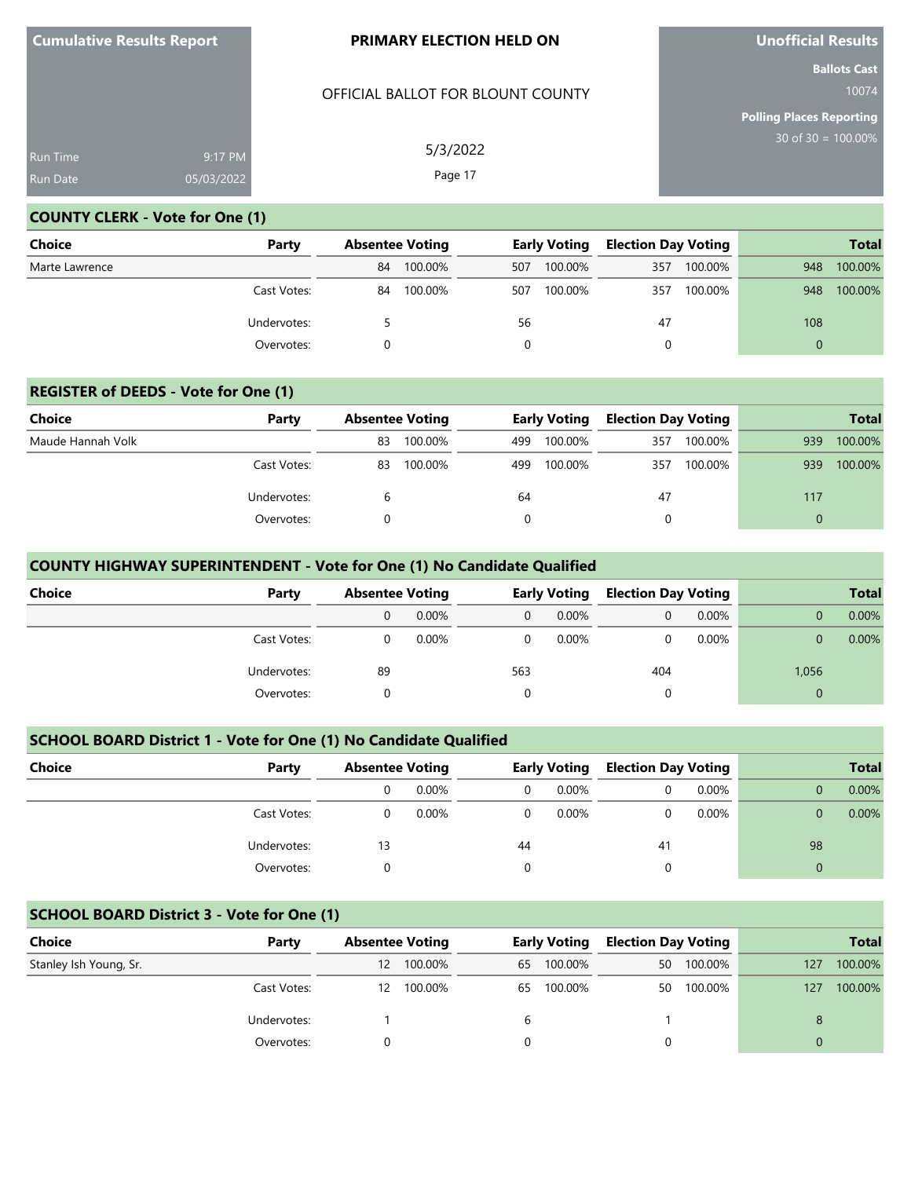Cumulative Results Report

Run Time 9:17 PM
Run Date 05/03/2022

**PRIMARY ELECTION HELD ON**

OFFICIAL BALLOT FOR BLOUNT COUNTY

5/3/2022

**Unofficial Results**

**Ballots Cast** 10074

**Polling Places Reporting** 30 of 30 = 100.00%

## COUNTY CLERK - Vote for One (1)

| Choice | Party | Absentee Voting | | Early Voting | | Election Day Voting | | Total | |
|---|---|---|---|---|---|---|---|---|---|
| Marte Lawrence | | 84 | 100.00% | 507 | 100.00% | 357 | 100.00% | 948 | 100.00% |
| | Cast Votes: | 84 | 100.00% | 507 | 100.00% | 357 | 100.00% | 948 | 100.00% |
| | Undervotes: | 5 | | 56 | | 47 | | 108 | |
| | Overvotes: | 0 | | 0 | | 0 | | 0 | |

## REGISTER of DEEDS - Vote for One (1)

| Choice | Party | Absentee Voting | | Early Voting | | Election Day Voting | | Total | |
|---|---|---|---|---|---|---|---|---|---|
| Maude Hannah Volk | | 83 | 100.00% | 499 | 100.00% | 357 | 100.00% | 939 | 100.00% |
| | Cast Votes: | 83 | 100.00% | 499 | 100.00% | 357 | 100.00% | 939 | 100.00% |
| | Undervotes: | 6 | | 64 | | 47 | | 117 | |
| | Overvotes: | 0 | | 0 | | 0 | | 0 | |

## COUNTY HIGHWAY SUPERINTENDENT - Vote for One (1) No Candidate Qualified

| Choice | Party | Absentee Voting | | Early Voting | | Election Day Voting | | Total | |
|---|---|---|---|---|---|---|---|---|---|
| | | 0 | 0.00% | 0 | 0.00% | 0 | 0.00% | 0 | 0.00% |
| | Cast Votes: | 0 | 0.00% | 0 | 0.00% | 0 | 0.00% | 0 | 0.00% |
| | Undervotes: | 89 | | 563 | | 404 | | 1,056 | |
| | Overvotes: | 0 | | 0 | | 0 | | 0 | |

## SCHOOL BOARD District 1 - Vote for One (1) No Candidate Qualified

| Choice | Party | Absentee Voting | | Early Voting | | Election Day Voting | | Total | |
|---|---|---|---|---|---|---|---|---|---|
| | | 0 | 0.00% | 0 | 0.00% | 0 | 0.00% | 0 | 0.00% |
| | Cast Votes: | 0 | 0.00% | 0 | 0.00% | 0 | 0.00% | 0 | 0.00% |
| | Undervotes: | 13 | | 44 | | 41 | | 98 | |
| | Overvotes: | 0 | | 0 | | 0 | | 0 | |

## SCHOOL BOARD District 3 - Vote for One (1)

| Choice | Party | Absentee Voting | | Early Voting | | Election Day Voting | | Total | |
|---|---|---|---|---|---|---|---|---|---|
| Stanley Ish Young, Sr. | | 12 | 100.00% | 65 | 100.00% | 50 | 100.00% | 127 | 100.00% |
| | Cast Votes: | 12 | 100.00% | 65 | 100.00% | 50 | 100.00% | 127 | 100.00% |
| | Undervotes: | 1 | | 6 | | 1 | | 8 | |
| | Overvotes: | 0 | | 0 | | 0 | | 0 | |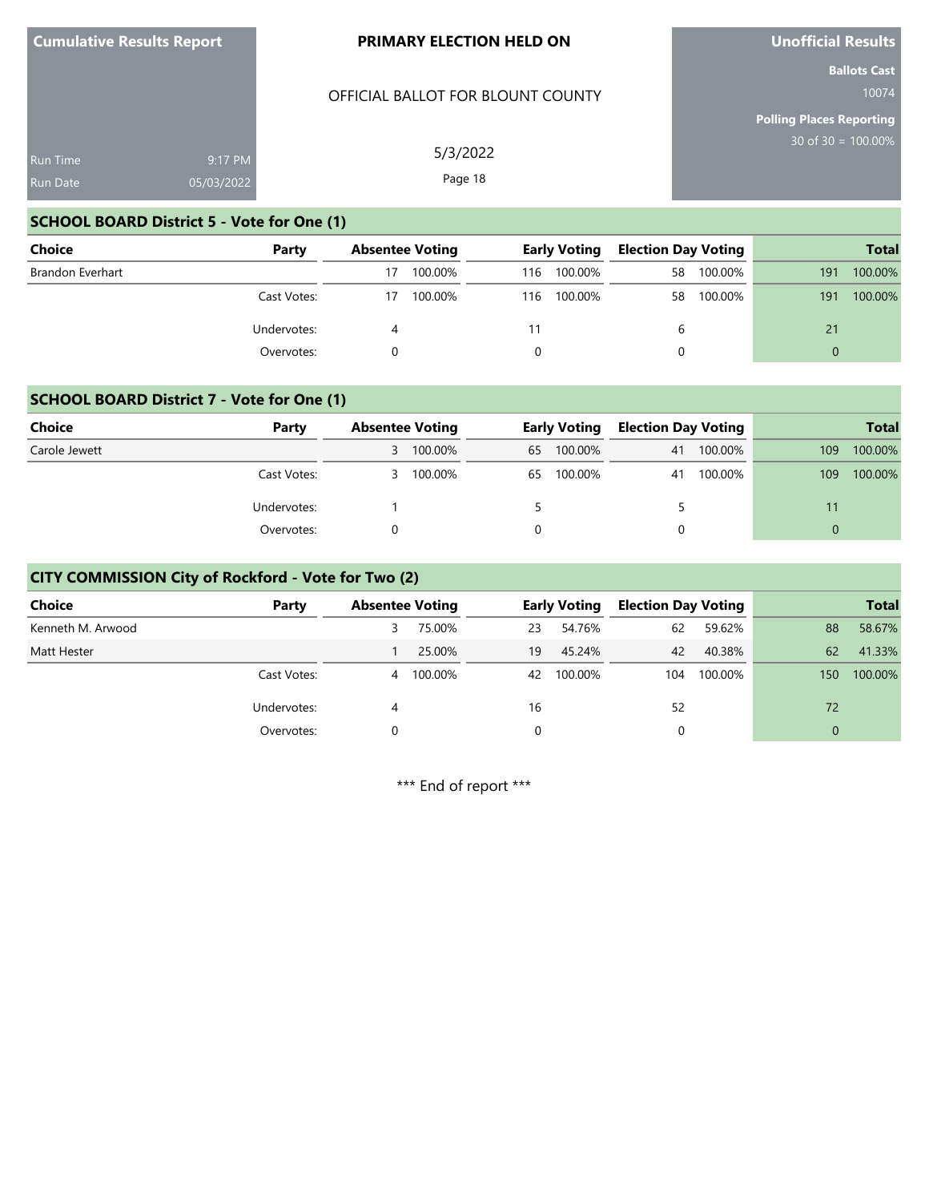## SCHOOL BOARD District 5 - Vote for One (1)

| Choice | Party | Absentee Voting | | Early Voting | | Election Day Voting | | Total | |
|---|---|---|---|---|---|---|---|---|---|
| Brandon Everhart | | 17 | 100.00% | 116 | 100.00% | 58 | 100.00% | 191 | 100.00% |
| | Cast Votes: | 17 | 100.00% | 116 | 100.00% | 58 | 100.00% | 191 | 100.00% |
| | Undervotes: | 4 | | 11 | | 6 | | 21 | |
| | Overvotes: | 0 | | 0 | | 0 | | 0 | |

## SCHOOL BOARD District 7 - Vote for One (1)

| Choice | Party | Absentee Voting | | Early Voting | | Election Day Voting | | Total | |
|---|---|---|---|---|---|---|---|---|---|
| Carole Jewett | | 3 | 100.00% | 65 | 100.00% | 41 | 100.00% | 109 | 100.00% |
| | Cast Votes: | 3 | 100.00% | 65 | 100.00% | 41 | 100.00% | 109 | 100.00% |
| | Undervotes: | 1 | | 5 | | 5 | | 11 | |
| | Overvotes: | 0 | | 0 | | 0 | | 0 | |

## CITY COMMISSION City of Rockford - Vote for Two (2)

| Choice | Party | Absentee Voting | | Early Voting | | Election Day Voting | | Total | |
|---|---|---|---|---|---|---|---|---|---|
| Kenneth M. Arwood | | 3 | 75.00% | 23 | 54.76% | 62 | 59.62% | 88 | 58.67% |
| Matt Hester | | 1 | 25.00% | 19 | 45.24% | 42 | 40.38% | 62 | 41.33% |
| | Cast Votes: | 4 | 100.00% | 42 | 100.00% | 104 | 100.00% | 150 | 100.00% |
| | Undervotes: | 4 | | 16 | | 52 | | 72 | |
| | Overvotes: | 0 | | 0 | | 0 | | 0 | |

*** End of report ***